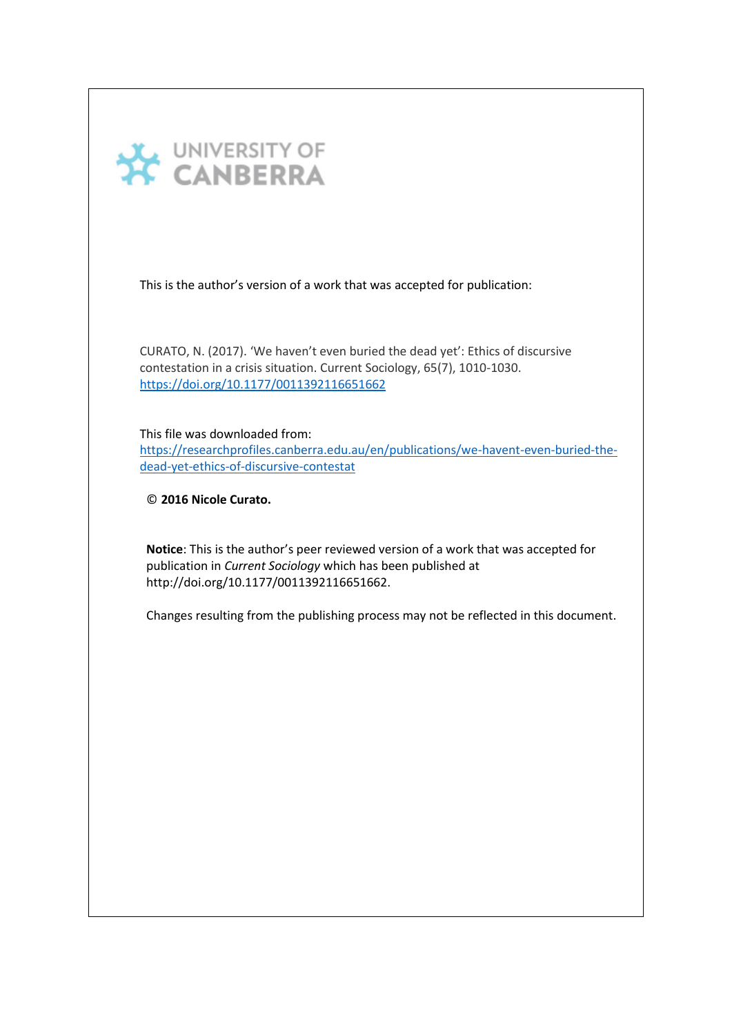UNIVERSITY OF CANBERRA

This is the author's version of a work that was accepted for publication:

CURATO, N. (2017). 'We haven't even buried the dead yet': Ethics of discursive contestation in a crisis situation. Current Sociology, 65(7), 1010-1030. https://doi.org/10.1177/0011392116651662

This file was downloaded from:
https://researchprofiles.canberra.edu.au/en/publications/we-havent-even-buried-the-dead-yet-ethics-of-discursive-contestat

**© 2016 Nicole Curato.**

**Notice**: This is the author's peer reviewed version of a work that was accepted for publication in *Current Sociology* which has been published at http://doi.org/10.1177/0011392116651662.

Changes resulting from the publishing process may not be reflected in this document.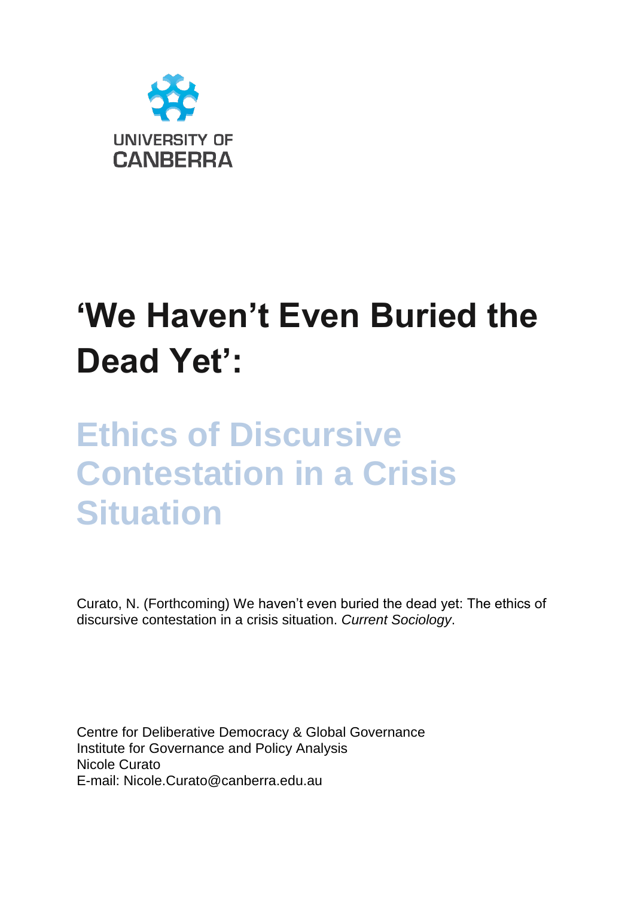UNIVERSITY OF CANBERRA

# ‘We Haven’t Even Buried the Dead Yet’:

## Ethics of Discursive Contestation in a Crisis Situation

Curato, N. (Forthcoming) We haven’t even buried the dead yet: The ethics of discursive contestation in a crisis situation. *Current Sociology*.

Centre for Deliberative Democracy & Global Governance
Institute for Governance and Policy Analysis
Nicole Curato
E-mail: Nicole.Curato@canberra.edu.au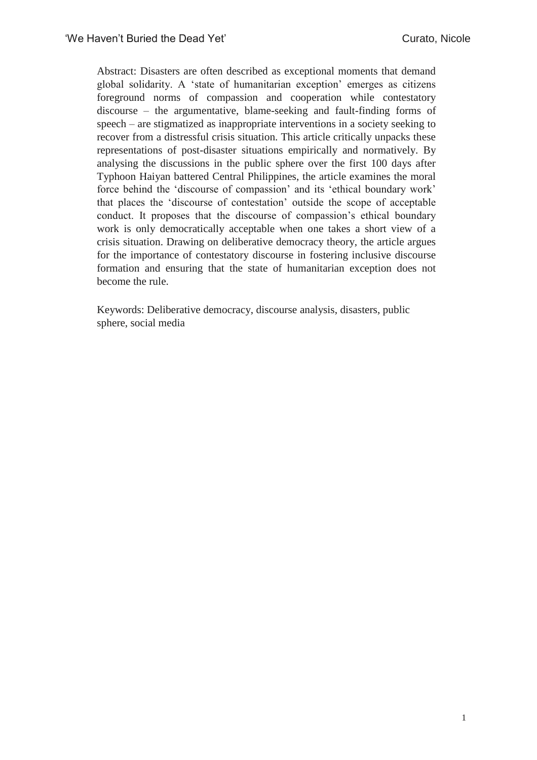Abstract: Disasters are often described as exceptional moments that demand global solidarity. A 'state of humanitarian exception' emerges as citizens foreground norms of compassion and cooperation while contestatory discourse – the argumentative, blame-seeking and fault-finding forms of speech – are stigmatized as inappropriate interventions in a society seeking to recover from a distressful crisis situation. This article critically unpacks these representations of post-disaster situations empirically and normatively. By analysing the discussions in the public sphere over the first 100 days after Typhoon Haiyan battered Central Philippines, the article examines the moral force behind the 'discourse of compassion' and its 'ethical boundary work' that places the 'discourse of contestation' outside the scope of acceptable conduct. It proposes that the discourse of compassion's ethical boundary work is only democratically acceptable when one takes a short view of a crisis situation. Drawing on deliberative democracy theory, the article argues for the importance of contestatory discourse in fostering inclusive discourse formation and ensuring that the state of humanitarian exception does not become the rule.

Keywords: Deliberative democracy, discourse analysis, disasters, public sphere, social media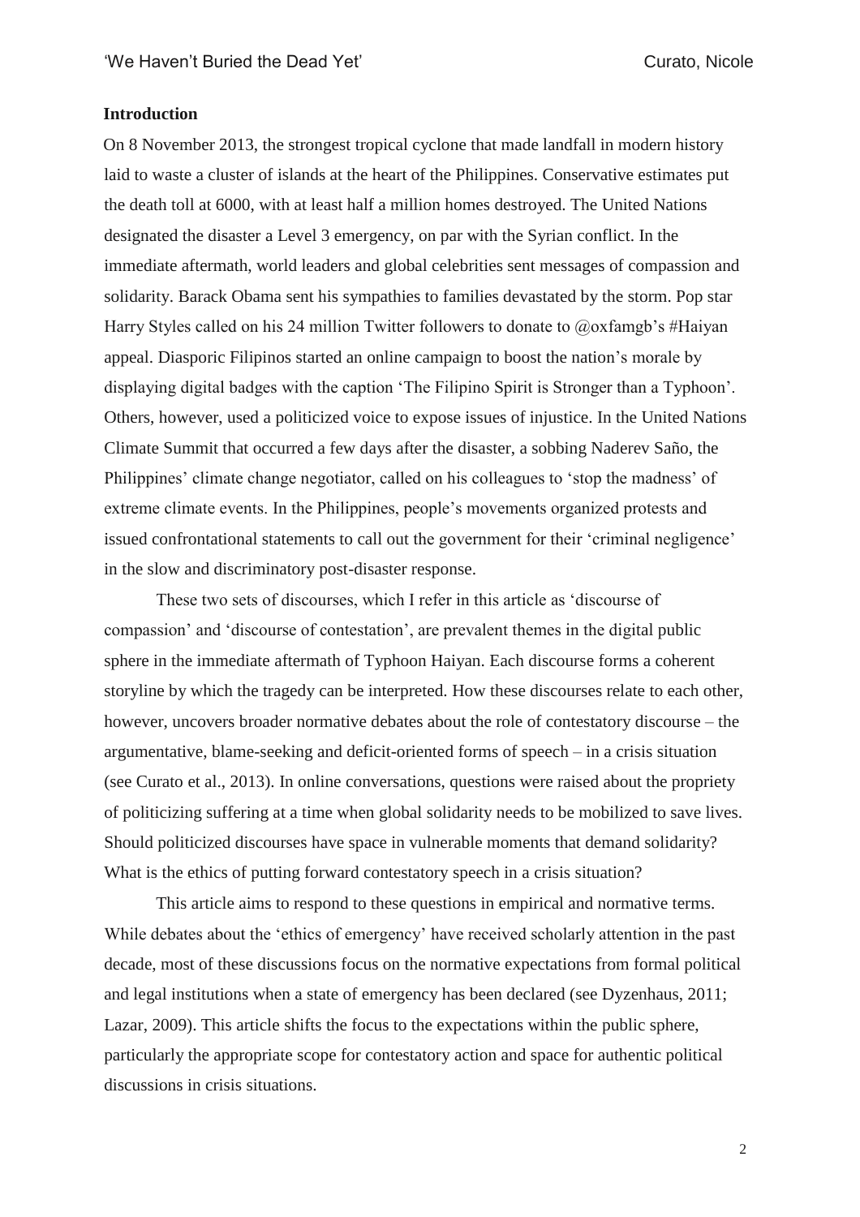## Introduction

On 8 November 2013, the strongest tropical cyclone that made landfall in modern history laid to waste a cluster of islands at the heart of the Philippines. Conservative estimates put the death toll at 6000, with at least half a million homes destroyed. The United Nations designated the disaster a Level 3 emergency, on par with the Syrian conflict. In the immediate aftermath, world leaders and global celebrities sent messages of compassion and solidarity. Barack Obama sent his sympathies to families devastated by the storm. Pop star Harry Styles called on his 24 million Twitter followers to donate to @oxfamgb's #Haiyan appeal. Diasporic Filipinos started an online campaign to boost the nation's morale by displaying digital badges with the caption 'The Filipino Spirit is Stronger than a Typhoon'. Others, however, used a politicized voice to expose issues of injustice. In the United Nations Climate Summit that occurred a few days after the disaster, a sobbing Naderev Saño, the Philippines' climate change negotiator, called on his colleagues to 'stop the madness' of extreme climate events. In the Philippines, people's movements organized protests and issued confrontational statements to call out the government for their 'criminal negligence' in the slow and discriminatory post-disaster response.

These two sets of discourses, which I refer in this article as 'discourse of compassion' and 'discourse of contestation', are prevalent themes in the digital public sphere in the immediate aftermath of Typhoon Haiyan. Each discourse forms a coherent storyline by which the tragedy can be interpreted. How these discourses relate to each other, however, uncovers broader normative debates about the role of contestatory discourse – the argumentative, blame-seeking and deficit-oriented forms of speech – in a crisis situation (see Curato et al., 2013). In online conversations, questions were raised about the propriety of politicizing suffering at a time when global solidarity needs to be mobilized to save lives. Should politicized discourses have space in vulnerable moments that demand solidarity? What is the ethics of putting forward contestatory speech in a crisis situation?

This article aims to respond to these questions in empirical and normative terms. While debates about the 'ethics of emergency' have received scholarly attention in the past decade, most of these discussions focus on the normative expectations from formal political and legal institutions when a state of emergency has been declared (see Dyzenhaus, 2011; Lazar, 2009). This article shifts the focus to the expectations within the public sphere, particularly the appropriate scope for contestatory action and space for authentic political discussions in crisis situations.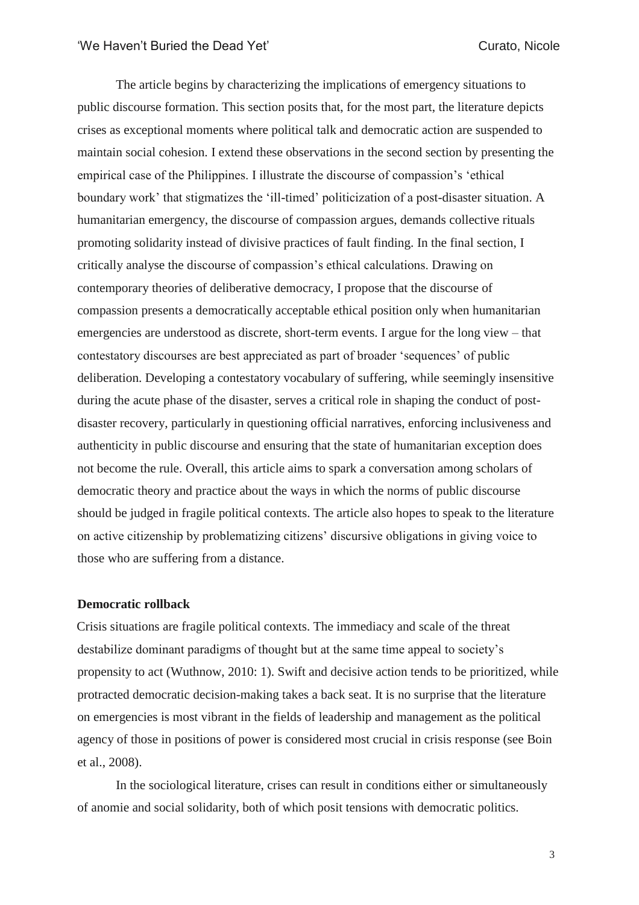The article begins by characterizing the implications of emergency situations to public discourse formation. This section posits that, for the most part, the literature depicts crises as exceptional moments where political talk and democratic action are suspended to maintain social cohesion. I extend these observations in the second section by presenting the empirical case of the Philippines. I illustrate the discourse of compassion's 'ethical boundary work' that stigmatizes the 'ill-timed' politicization of a post-disaster situation. A humanitarian emergency, the discourse of compassion argues, demands collective rituals promoting solidarity instead of divisive practices of fault finding. In the final section, I critically analyse the discourse of compassion's ethical calculations. Drawing on contemporary theories of deliberative democracy, I propose that the discourse of compassion presents a democratically acceptable ethical position only when humanitarian emergencies are understood as discrete, short-term events. I argue for the long view – that contestatory discourses are best appreciated as part of broader 'sequences' of public deliberation. Developing a contestatory vocabulary of suffering, while seemingly insensitive during the acute phase of the disaster, serves a critical role in shaping the conduct of post-disaster recovery, particularly in questioning official narratives, enforcing inclusiveness and authenticity in public discourse and ensuring that the state of humanitarian exception does not become the rule. Overall, this article aims to spark a conversation among scholars of democratic theory and practice about the ways in which the norms of public discourse should be judged in fragile political contexts. The article also hopes to speak to the literature on active citizenship by problematizing citizens' discursive obligations in giving voice to those who are suffering from a distance.

**Democratic rollback**

Crisis situations are fragile political contexts. The immediacy and scale of the threat destabilize dominant paradigms of thought but at the same time appeal to society's propensity to act (Wuthnow, 2010: 1). Swift and decisive action tends to be prioritized, while protracted democratic decision-making takes a back seat. It is no surprise that the literature on emergencies is most vibrant in the fields of leadership and management as the political agency of those in positions of power is considered most crucial in crisis response (see Boin et al., 2008).

In the sociological literature, crises can result in conditions either or simultaneously of anomie and social solidarity, both of which posit tensions with democratic politics.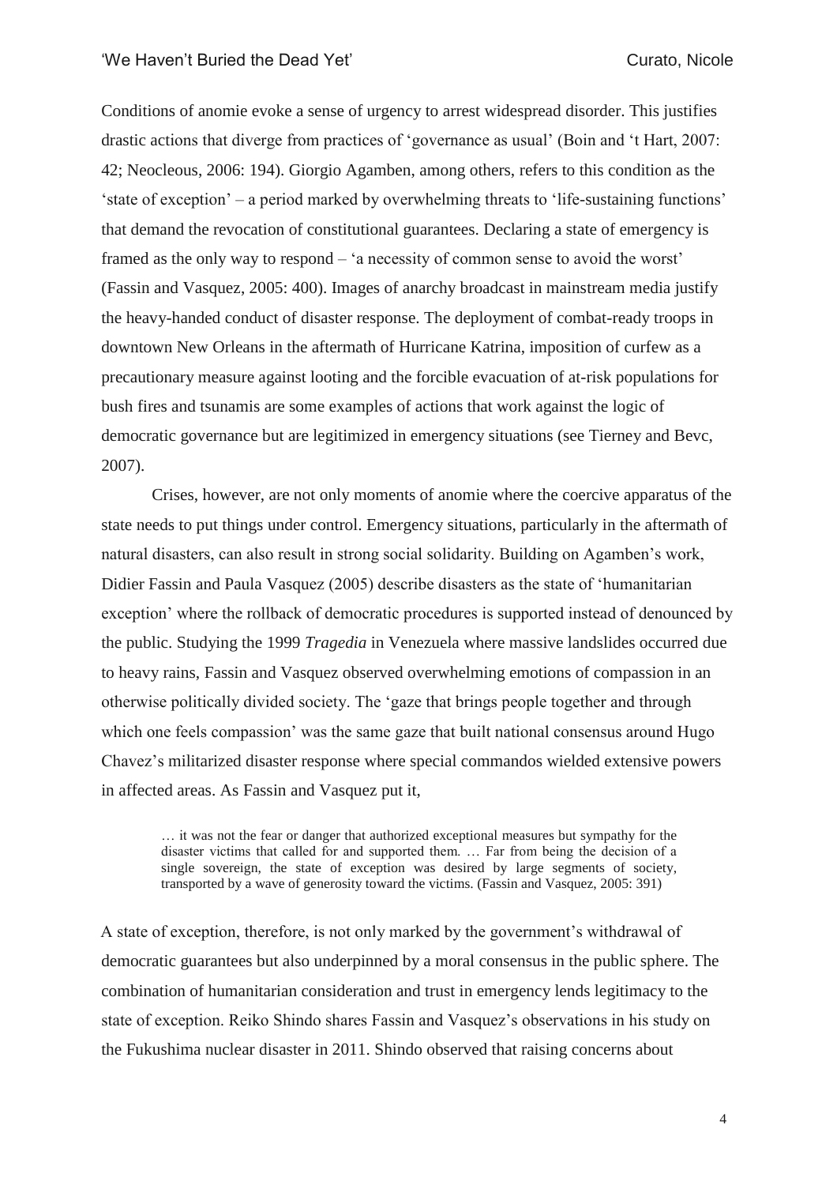Conditions of anomie evoke a sense of urgency to arrest widespread disorder. This justifies drastic actions that diverge from practices of 'governance as usual' (Boin and 't Hart, 2007: 42; Neocleous, 2006: 194). Giorgio Agamben, among others, refers to this condition as the 'state of exception' – a period marked by overwhelming threats to 'life-sustaining functions' that demand the revocation of constitutional guarantees. Declaring a state of emergency is framed as the only way to respond – 'a necessity of common sense to avoid the worst' (Fassin and Vasquez, 2005: 400). Images of anarchy broadcast in mainstream media justify the heavy-handed conduct of disaster response. The deployment of combat-ready troops in downtown New Orleans in the aftermath of Hurricane Katrina, imposition of curfew as a precautionary measure against looting and the forcible evacuation of at-risk populations for bush fires and tsunamis are some examples of actions that work against the logic of democratic governance but are legitimized in emergency situations (see Tierney and Bevc, 2007).

Crises, however, are not only moments of anomie where the coercive apparatus of the state needs to put things under control. Emergency situations, particularly in the aftermath of natural disasters, can also result in strong social solidarity. Building on Agamben's work, Didier Fassin and Paula Vasquez (2005) describe disasters as the state of 'humanitarian exception' where the rollback of democratic procedures is supported instead of denounced by the public. Studying the 1999 *Tragedia* in Venezuela where massive landslides occurred due to heavy rains, Fassin and Vasquez observed overwhelming emotions of compassion in an otherwise politically divided society. The 'gaze that brings people together and through which one feels compassion' was the same gaze that built national consensus around Hugo Chavez's militarized disaster response where special commandos wielded extensive powers in affected areas. As Fassin and Vasquez put it,

> … it was not the fear or danger that authorized exceptional measures but sympathy for the disaster victims that called for and supported them. … Far from being the decision of a single sovereign, the state of exception was desired by large segments of society, transported by a wave of generosity toward the victims. (Fassin and Vasquez, 2005: 391)

A state of exception, therefore, is not only marked by the government's withdrawal of democratic guarantees but also underpinned by a moral consensus in the public sphere. The combination of humanitarian consideration and trust in emergency lends legitimacy to the state of exception. Reiko Shindo shares Fassin and Vasquez's observations in his study on the Fukushima nuclear disaster in 2011. Shindo observed that raising concerns about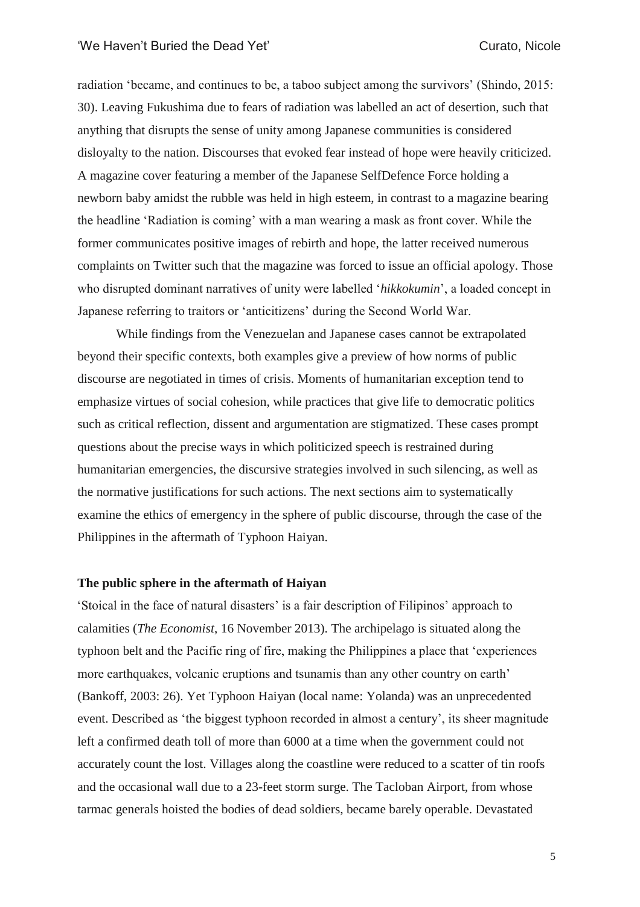radiation 'became, and continues to be, a taboo subject among the survivors' (Shindo, 2015: 30). Leaving Fukushima due to fears of radiation was labelled an act of desertion, such that anything that disrupts the sense of unity among Japanese communities is considered disloyalty to the nation. Discourses that evoked fear instead of hope were heavily criticized. A magazine cover featuring a member of the Japanese SelfDefence Force holding a newborn baby amidst the rubble was held in high esteem, in contrast to a magazine bearing the headline 'Radiation is coming' with a man wearing a mask as front cover. While the former communicates positive images of rebirth and hope, the latter received numerous complaints on Twitter such that the magazine was forced to issue an official apology. Those who disrupted dominant narratives of unity were labelled '*hikkokumin*', a loaded concept in Japanese referring to traitors or 'anticitizens' during the Second World War.

While findings from the Venezuelan and Japanese cases cannot be extrapolated beyond their specific contexts, both examples give a preview of how norms of public discourse are negotiated in times of crisis. Moments of humanitarian exception tend to emphasize virtues of social cohesion, while practices that give life to democratic politics such as critical reflection, dissent and argumentation are stigmatized. These cases prompt questions about the precise ways in which politicized speech is restrained during humanitarian emergencies, the discursive strategies involved in such silencing, as well as the normative justifications for such actions. The next sections aim to systematically examine the ethics of emergency in the sphere of public discourse, through the case of the Philippines in the aftermath of Typhoon Haiyan.

## The public sphere in the aftermath of Haiyan

'Stoical in the face of natural disasters' is a fair description of Filipinos' approach to calamities (*The Economist*, 16 November 2013). The archipelago is situated along the typhoon belt and the Pacific ring of fire, making the Philippines a place that 'experiences more earthquakes, volcanic eruptions and tsunamis than any other country on earth' (Bankoff, 2003: 26). Yet Typhoon Haiyan (local name: Yolanda) was an unprecedented event. Described as 'the biggest typhoon recorded in almost a century', its sheer magnitude left a confirmed death toll of more than 6000 at a time when the government could not accurately count the lost. Villages along the coastline were reduced to a scatter of tin roofs and the occasional wall due to a 23-feet storm surge. The Tacloban Airport, from whose tarmac generals hoisted the bodies of dead soldiers, became barely operable. Devastated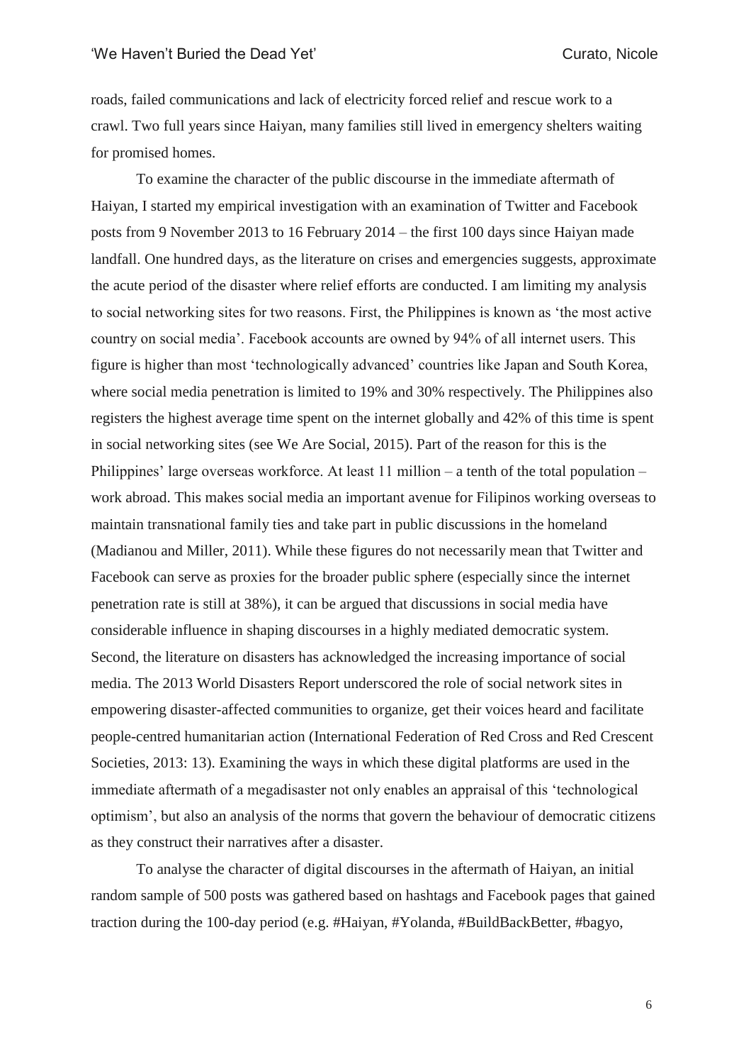roads, failed communications and lack of electricity forced relief and rescue work to a crawl. Two full years since Haiyan, many families still lived in emergency shelters waiting for promised homes.

To examine the character of the public discourse in the immediate aftermath of Haiyan, I started my empirical investigation with an examination of Twitter and Facebook posts from 9 November 2013 to 16 February 2014 – the first 100 days since Haiyan made landfall. One hundred days, as the literature on crises and emergencies suggests, approximate the acute period of the disaster where relief efforts are conducted. I am limiting my analysis to social networking sites for two reasons. First, the Philippines is known as 'the most active country on social media'. Facebook accounts are owned by 94% of all internet users. This figure is higher than most 'technologically advanced' countries like Japan and South Korea, where social media penetration is limited to 19% and 30% respectively. The Philippines also registers the highest average time spent on the internet globally and 42% of this time is spent in social networking sites (see We Are Social, 2015). Part of the reason for this is the Philippines' large overseas workforce. At least 11 million – a tenth of the total population – work abroad. This makes social media an important avenue for Filipinos working overseas to maintain transnational family ties and take part in public discussions in the homeland (Madianou and Miller, 2011). While these figures do not necessarily mean that Twitter and Facebook can serve as proxies for the broader public sphere (especially since the internet penetration rate is still at 38%), it can be argued that discussions in social media have considerable influence in shaping discourses in a highly mediated democratic system. Second, the literature on disasters has acknowledged the increasing importance of social media. The 2013 World Disasters Report underscored the role of social network sites in empowering disaster-affected communities to organize, get their voices heard and facilitate people-centred humanitarian action (International Federation of Red Cross and Red Crescent Societies, 2013: 13). Examining the ways in which these digital platforms are used in the immediate aftermath of a megadisaster not only enables an appraisal of this 'technological optimism', but also an analysis of the norms that govern the behaviour of democratic citizens as they construct their narratives after a disaster.

To analyse the character of digital discourses in the aftermath of Haiyan, an initial random sample of 500 posts was gathered based on hashtags and Facebook pages that gained traction during the 100-day period (e.g. #Haiyan, #Yolanda, #BuildBackBetter, #bagyo,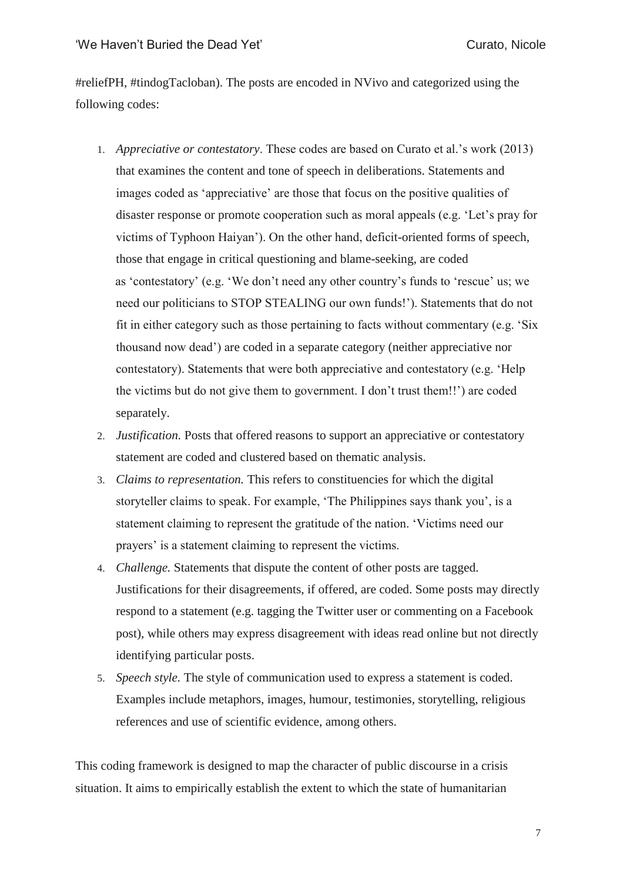#reliefPH, #tindogTacloban). The posts are encoded in NVivo and categorized using the following codes:

1. *Appreciative or contestatory*. These codes are based on Curato et al.'s work (2013) that examines the content and tone of speech in deliberations. Statements and images coded as 'appreciative' are those that focus on the positive qualities of disaster response or promote cooperation such as moral appeals (e.g. 'Let's pray for victims of Typhoon Haiyan'). On the other hand, deficit-oriented forms of speech, those that engage in critical questioning and blame-seeking, are coded as 'contestatory' (e.g. 'We don't need any other country's funds to 'rescue' us; we need our politicians to STOP STEALING our own funds!'). Statements that do not fit in either category such as those pertaining to facts without commentary (e.g. 'Six thousand now dead') are coded in a separate category (neither appreciative nor contestatory). Statements that were both appreciative and contestatory (e.g. 'Help the victims but do not give them to government. I don't trust them!!') are coded separately.
2. *Justification.* Posts that offered reasons to support an appreciative or contestatory statement are coded and clustered based on thematic analysis.
3. *Claims to representation.* This refers to constituencies for which the digital storyteller claims to speak. For example, 'The Philippines says thank you', is a statement claiming to represent the gratitude of the nation. 'Victims need our prayers' is a statement claiming to represent the victims.
4. *Challenge.* Statements that dispute the content of other posts are tagged. Justifications for their disagreements, if offered, are coded. Some posts may directly respond to a statement (e.g. tagging the Twitter user or commenting on a Facebook post), while others may express disagreement with ideas read online but not directly identifying particular posts.
5. *Speech style.* The style of communication used to express a statement is coded. Examples include metaphors, images, humour, testimonies, storytelling, religious references and use of scientific evidence, among others.

This coding framework is designed to map the character of public discourse in a crisis situation. It aims to empirically establish the extent to which the state of humanitarian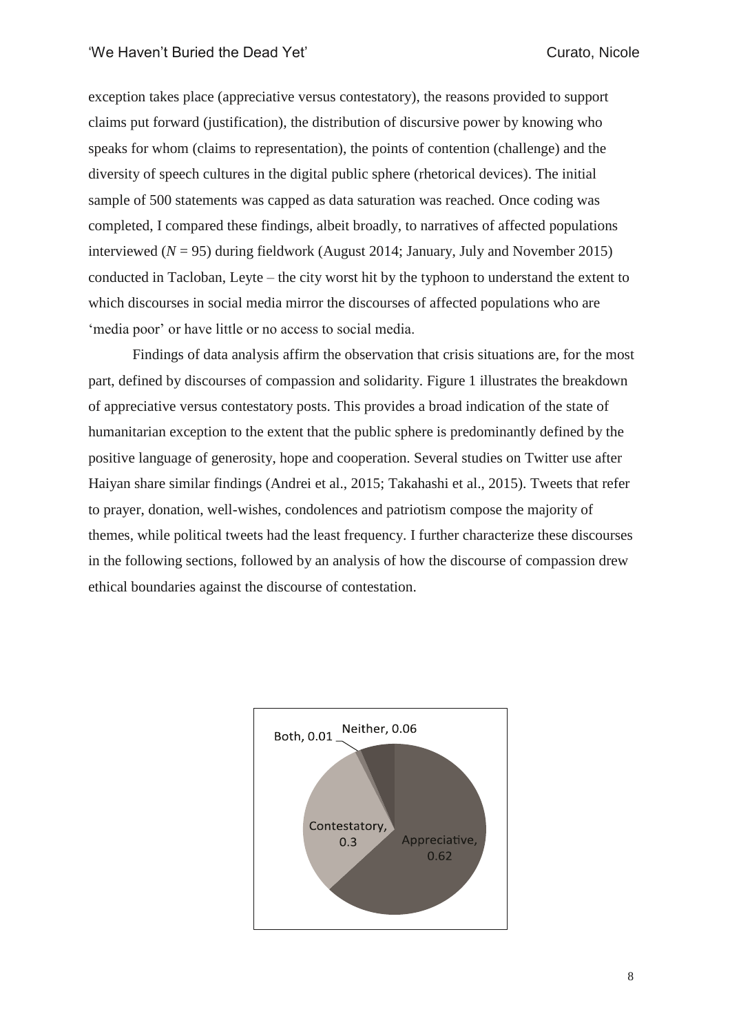exception takes place (appreciative versus contestatory), the reasons provided to support claims put forward (justification), the distribution of discursive power by knowing who speaks for whom (claims to representation), the points of contention (challenge) and the diversity of speech cultures in the digital public sphere (rhetorical devices). The initial sample of 500 statements was capped as data saturation was reached. Once coding was completed, I compared these findings, albeit broadly, to narratives of affected populations interviewed ($N = 95$) during fieldwork (August 2014; January, July and November 2015) conducted in Tacloban, Leyte – the city worst hit by the typhoon to understand the extent to which discourses in social media mirror the discourses of affected populations who are 'media poor' or have little or no access to social media.

Findings of data analysis affirm the observation that crisis situations are, for the most part, defined by discourses of compassion and solidarity. Figure 1 illustrates the breakdown of appreciative versus contestatory posts. This provides a broad indication of the state of humanitarian exception to the extent that the public sphere is predominantly defined by the positive language of generosity, hope and cooperation. Several studies on Twitter use after Haiyan share similar findings (Andrei et al., 2015; Takahashi et al., 2015). Tweets that refer to prayer, donation, well-wishes, condolences and patriotism compose the majority of themes, while political tweets had the least frequency. I further characterize these discourses in the following sections, followed by an analysis of how the discourse of compassion drew ethical boundaries against the discourse of contestation.

| Category | Proportion |
| --- | --- |
| Appreciative | 0.62 |
| Contestatory | 0.3 |
| Neither | 0.06 |
| Both | 0.01 |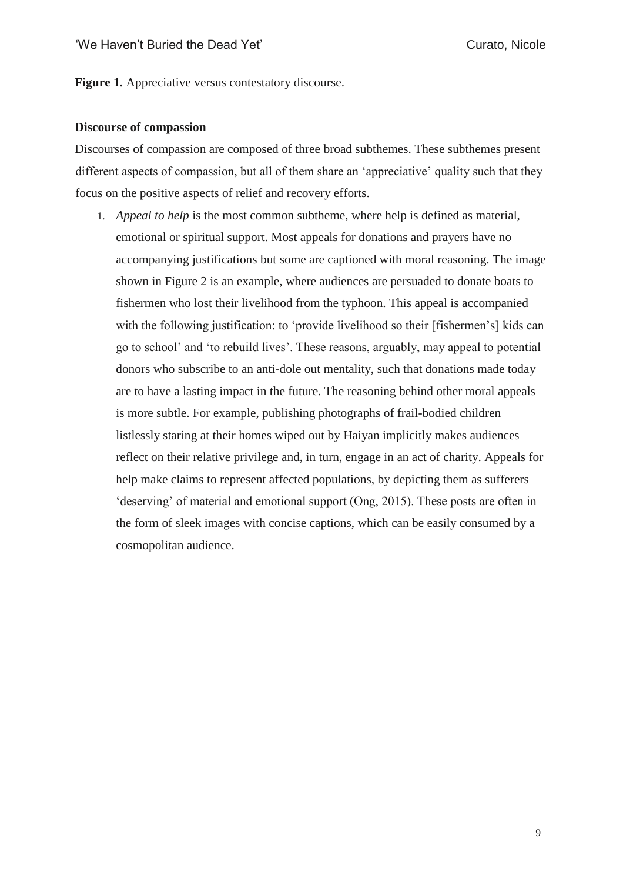**Figure 1.** Appreciative versus contestatory discourse.

**Discourse of compassion**

Discourses of compassion are composed of three broad subthemes. These subthemes present different aspects of compassion, but all of them share an 'appreciative' quality such that they focus on the positive aspects of relief and recovery efforts.

1. *Appeal to help* is the most common subtheme, where help is defined as material, emotional or spiritual support. Most appeals for donations and prayers have no accompanying justifications but some are captioned with moral reasoning. The image shown in Figure 2 is an example, where audiences are persuaded to donate boats to fishermen who lost their livelihood from the typhoon. This appeal is accompanied with the following justification: to 'provide livelihood so their [fishermen's] kids can go to school' and 'to rebuild lives'. These reasons, arguably, may appeal to potential donors who subscribe to an anti-dole out mentality, such that donations made today are to have a lasting impact in the future. The reasoning behind other moral appeals is more subtle. For example, publishing photographs of frail-bodied children listlessly staring at their homes wiped out by Haiyan implicitly makes audiences reflect on their relative privilege and, in turn, engage in an act of charity. Appeals for help make claims to represent affected populations, by depicting them as sufferers 'deserving' of material and emotional support (Ong, 2015). These posts are often in the form of sleek images with concise captions, which can be easily consumed by a cosmopolitan audience.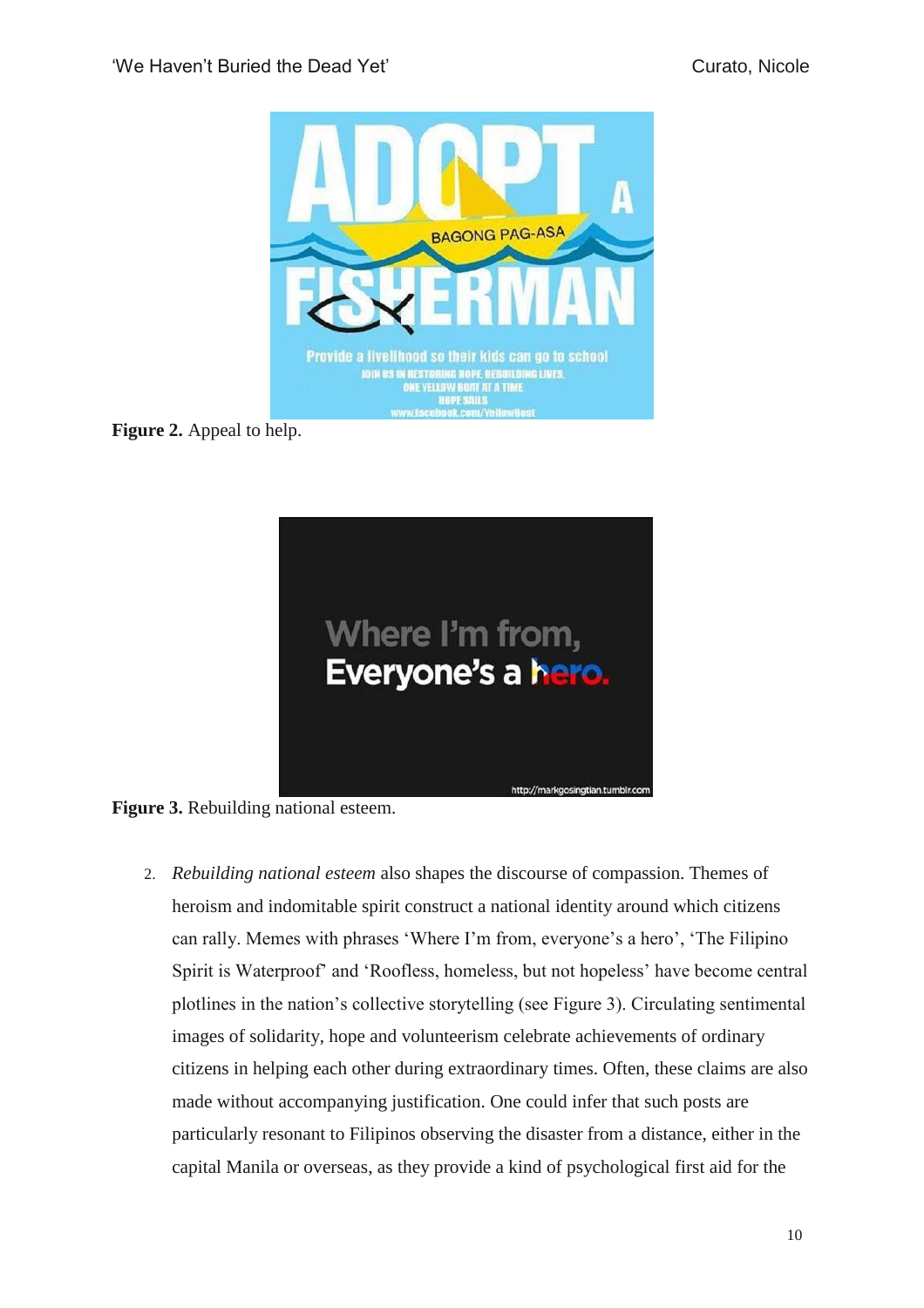Figure 2. Appeal to help.

Figure 3. Rebuilding national esteem.

2. *Rebuilding national esteem* also shapes the discourse of compassion. Themes of heroism and indomitable spirit construct a national identity around which citizens can rally. Memes with phrases 'Where I'm from, everyone's a hero', 'The Filipino Spirit is Waterproof' and 'Roofless, homeless, but not hopeless' have become central plotlines in the nation's collective storytelling (see Figure 3). Circulating sentimental images of solidarity, hope and volunteerism celebrate achievements of ordinary citizens in helping each other during extraordinary times. Often, these claims are also made without accompanying justification. One could infer that such posts are particularly resonant to Filipinos observing the disaster from a distance, either in the capital Manila or overseas, as they provide a kind of psychological first aid for the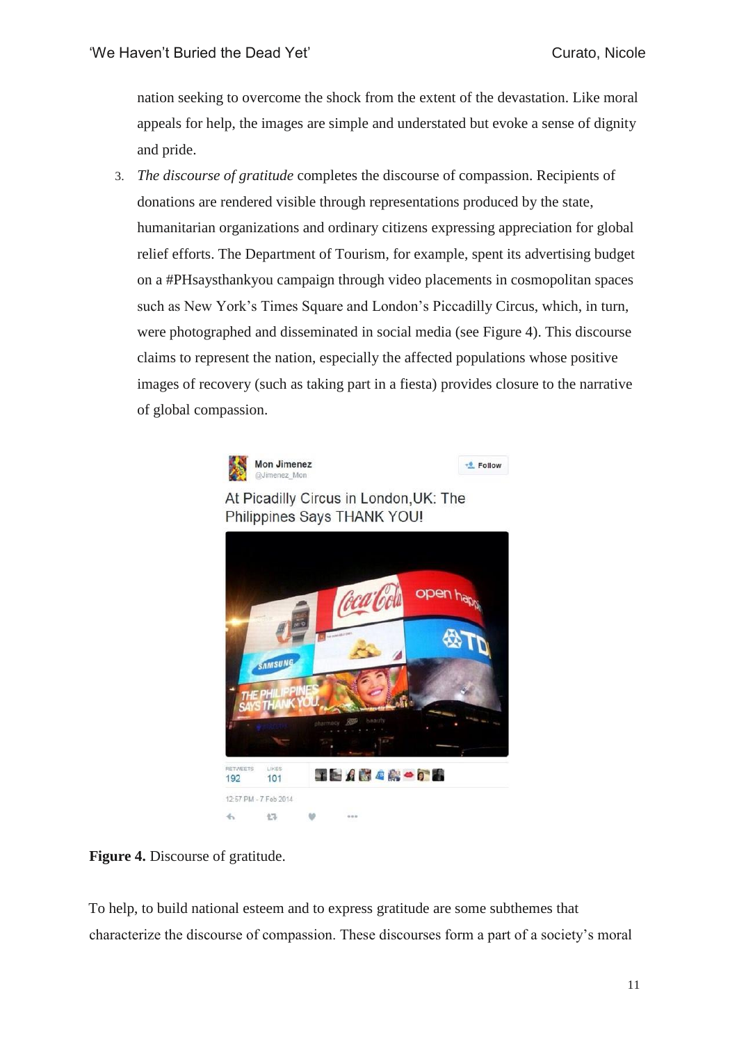nation seeking to overcome the shock from the extent of the devastation. Like moral appeals for help, the images are simple and understated but evoke a sense of dignity and pride.

3. *The discourse of gratitude* completes the discourse of compassion. Recipients of donations are rendered visible through representations produced by the state, humanitarian organizations and ordinary citizens expressing appreciation for global relief efforts. The Department of Tourism, for example, spent its advertising budget on a #PHsaysthankyou campaign through video placements in cosmopolitan spaces such as New York's Times Square and London's Piccadilly Circus, which, in turn, were photographed and disseminated in social media (see Figure 4). This discourse claims to represent the nation, especially the affected populations whose positive images of recovery (such as taking part in a fiesta) provides closure to the narrative of global compassion.

**Figure 4.** Discourse of gratitude.

To help, to build national esteem and to express gratitude are some subthemes that characterize the discourse of compassion. These discourses form a part of a society's moral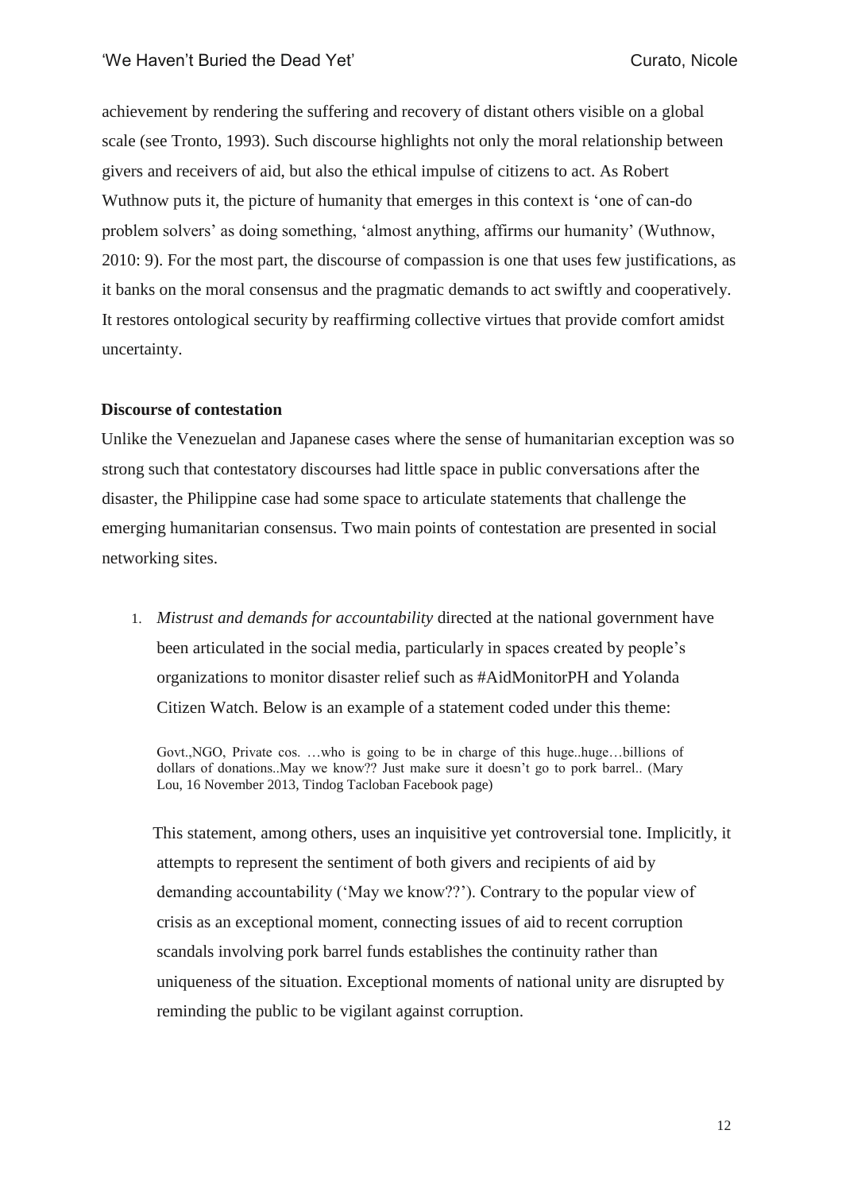achievement by rendering the suffering and recovery of distant others visible on a global scale (see Tronto, 1993). Such discourse highlights not only the moral relationship between givers and receivers of aid, but also the ethical impulse of citizens to act. As Robert Wuthnow puts it, the picture of humanity that emerges in this context is 'one of can-do problem solvers' as doing something, 'almost anything, affirms our humanity' (Wuthnow, 2010: 9). For the most part, the discourse of compassion is one that uses few justifications, as it banks on the moral consensus and the pragmatic demands to act swiftly and cooperatively. It restores ontological security by reaffirming collective virtues that provide comfort amidst uncertainty.

**Discourse of contestation**

Unlike the Venezuelan and Japanese cases where the sense of humanitarian exception was so strong such that contestatory discourses had little space in public conversations after the disaster, the Philippine case had some space to articulate statements that challenge the emerging humanitarian consensus. Two main points of contestation are presented in social networking sites.

1. *Mistrust and demands for accountability* directed at the national government have been articulated in the social media, particularly in spaces created by people's organizations to monitor disaster relief such as #AidMonitorPH and Yolanda Citizen Watch. Below is an example of a statement coded under this theme:

   > Govt.,NGO, Private cos. …who is going to be in charge of this huge..huge…billions of dollars of donations..May we know?? Just make sure it doesn't go to pork barrel.. (Mary Lou, 16 November 2013, Tindog Tacloban Facebook page)

   This statement, among others, uses an inquisitive yet controversial tone. Implicitly, it attempts to represent the sentiment of both givers and recipients of aid by demanding accountability ('May we know??'). Contrary to the popular view of crisis as an exceptional moment, connecting issues of aid to recent corruption scandals involving pork barrel funds establishes the continuity rather than uniqueness of the situation. Exceptional moments of national unity are disrupted by reminding the public to be vigilant against corruption.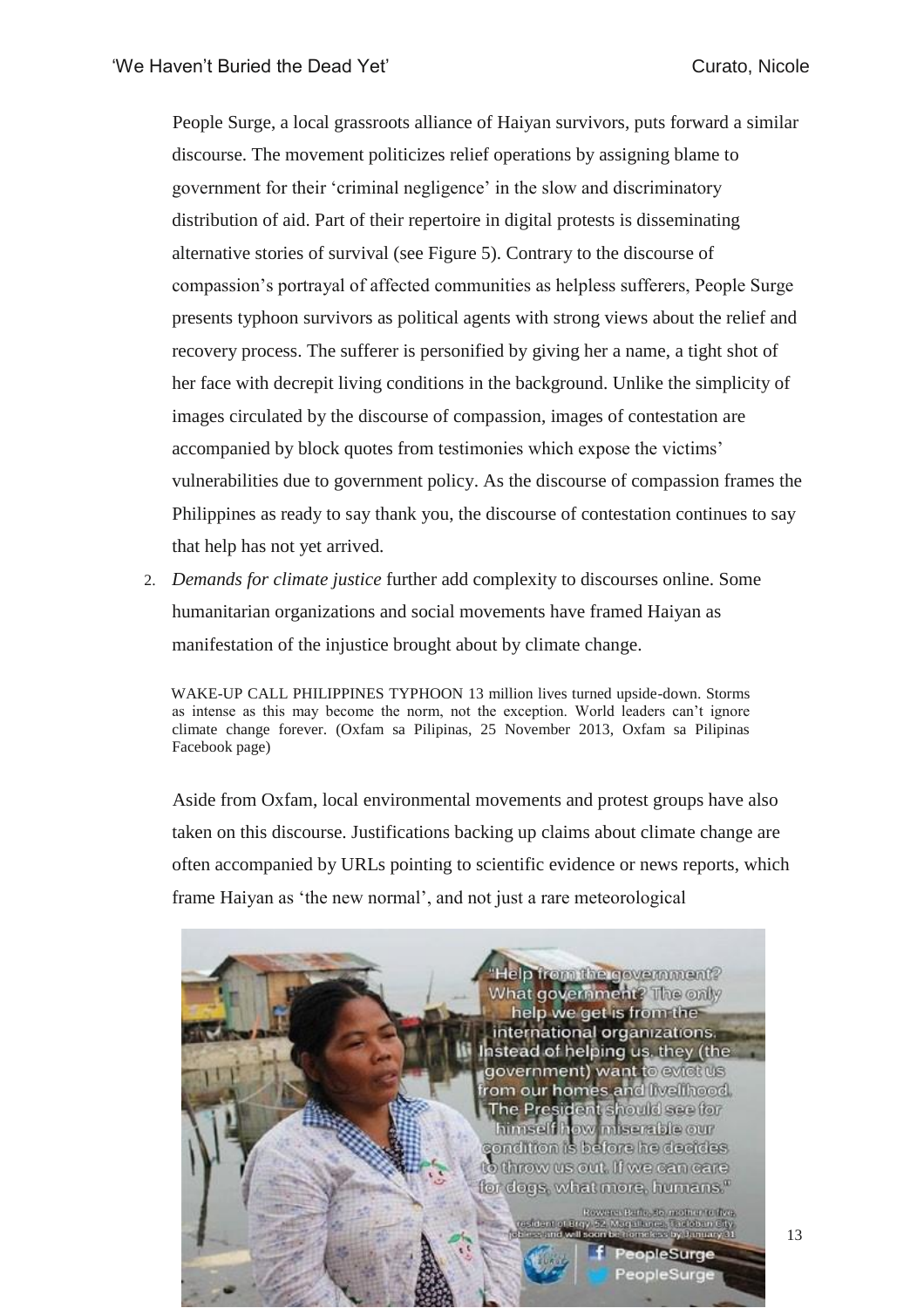People Surge, a local grassroots alliance of Haiyan survivors, puts forward a similar discourse. The movement politicizes relief operations by assigning blame to government for their 'criminal negligence' in the slow and discriminatory distribution of aid. Part of their repertoire in digital protests is disseminating alternative stories of survival (see Figure 5). Contrary to the discourse of compassion's portrayal of affected communities as helpless sufferers, People Surge presents typhoon survivors as political agents with strong views about the relief and recovery process. The sufferer is personified by giving her a name, a tight shot of her face with decrepit living conditions in the background. Unlike the simplicity of images circulated by the discourse of compassion, images of contestation are accompanied by block quotes from testimonies which expose the victims' vulnerabilities due to government policy. As the discourse of compassion frames the Philippines as ready to say thank you, the discourse of contestation continues to say that help has not yet arrived.

2. *Demands for climate justice* further add complexity to discourses online. Some humanitarian organizations and social movements have framed Haiyan as manifestation of the injustice brought about by climate change.

> WAKE-UP CALL PHILIPPINES TYPHOON 13 million lives turned upside-down. Storms as intense as this may become the norm, not the exception. World leaders can't ignore climate change forever. (Oxfam sa Pilipinas, 25 November 2013, Oxfam sa Pilipinas Facebook page)

Aside from Oxfam, local environmental movements and protest groups have also taken on this discourse. Justifications backing up claims about climate change are often accompanied by URLs pointing to scientific evidence or news reports, which frame Haiyan as 'the new normal', and not just a rare meteorological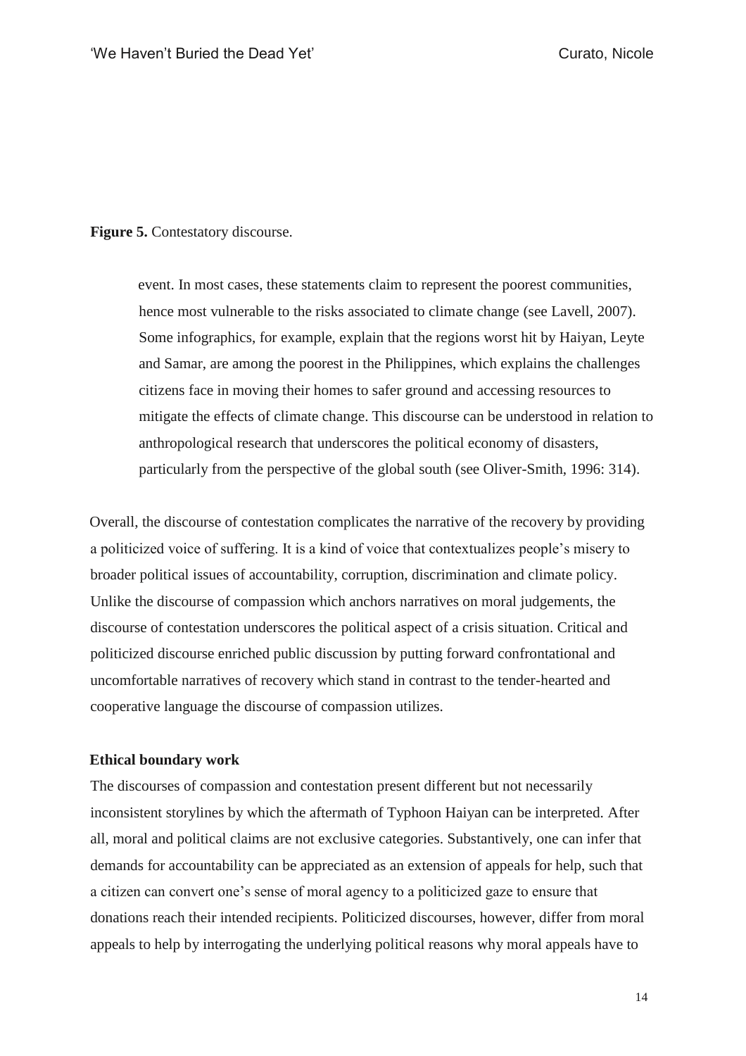**Figure 5.** Contestatory discourse.

event. In most cases, these statements claim to represent the poorest communities, hence most vulnerable to the risks associated to climate change (see Lavell, 2007). Some infographics, for example, explain that the regions worst hit by Haiyan, Leyte and Samar, are among the poorest in the Philippines, which explains the challenges citizens face in moving their homes to safer ground and accessing resources to mitigate the effects of climate change. This discourse can be understood in relation to anthropological research that underscores the political economy of disasters, particularly from the perspective of the global south (see Oliver-Smith, 1996: 314).

Overall, the discourse of contestation complicates the narrative of the recovery by providing a politicized voice of suffering. It is a kind of voice that contextualizes people's misery to broader political issues of accountability, corruption, discrimination and climate policy. Unlike the discourse of compassion which anchors narratives on moral judgements, the discourse of contestation underscores the political aspect of a crisis situation. Critical and politicized discourse enriched public discussion by putting forward confrontational and uncomfortable narratives of recovery which stand in contrast to the tender-hearted and cooperative language the discourse of compassion utilizes.

**Ethical boundary work**

The discourses of compassion and contestation present different but not necessarily inconsistent storylines by which the aftermath of Typhoon Haiyan can be interpreted. After all, moral and political claims are not exclusive categories. Substantively, one can infer that demands for accountability can be appreciated as an extension of appeals for help, such that a citizen can convert one's sense of moral agency to a politicized gaze to ensure that donations reach their intended recipients. Politicized discourses, however, differ from moral appeals to help by interrogating the underlying political reasons why moral appeals have to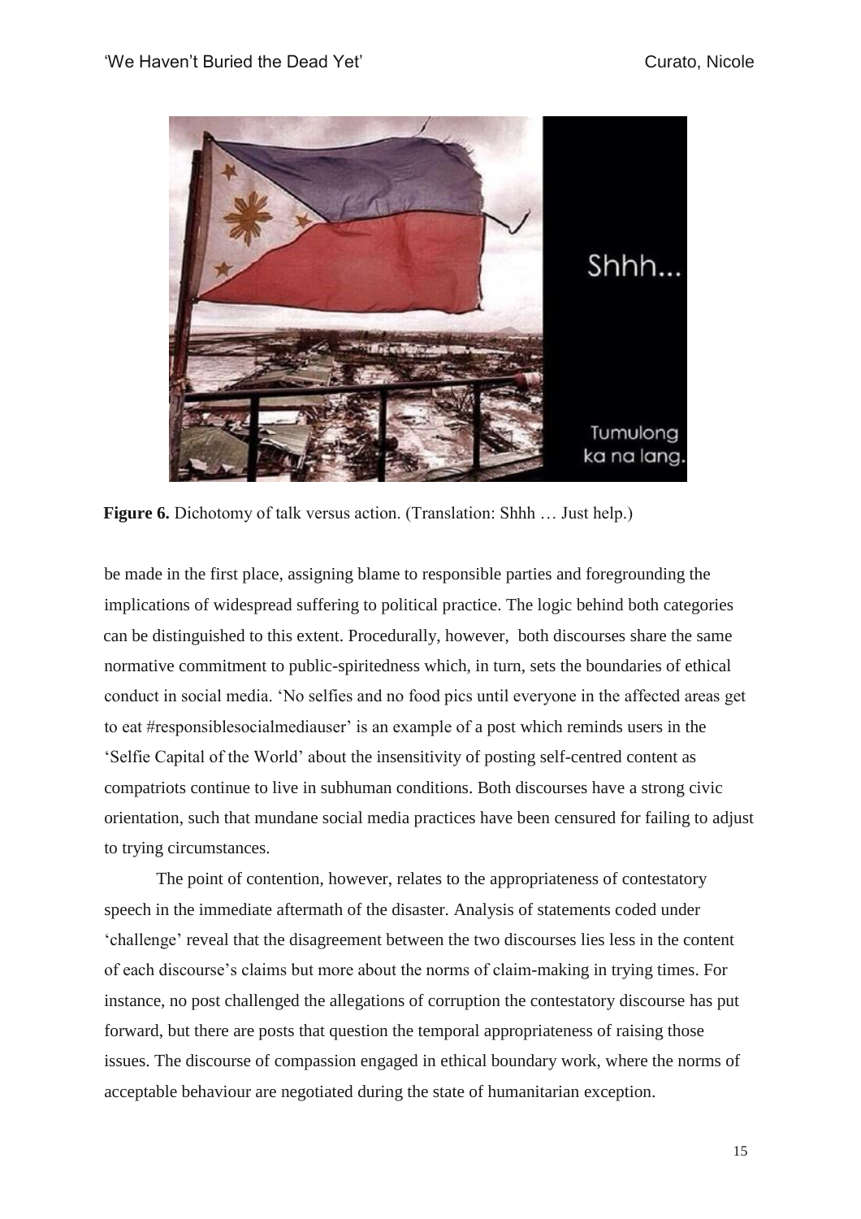**Figure 6.** Dichotomy of talk versus action. (Translation: Shhh … Just help.)

be made in the first place, assigning blame to responsible parties and foregrounding the implications of widespread suffering to political practice. The logic behind both categories can be distinguished to this extent. Procedurally, however, both discourses share the same normative commitment to public-spiritedness which, in turn, sets the boundaries of ethical conduct in social media. 'No selfies and no food pics until everyone in the affected areas get to eat #responsiblesocialmediauser' is an example of a post which reminds users in the 'Selfie Capital of the World' about the insensitivity of posting self-centred content as compatriots continue to live in subhuman conditions. Both discourses have a strong civic orientation, such that mundane social media practices have been censured for failing to adjust to trying circumstances.

The point of contention, however, relates to the appropriateness of contestatory speech in the immediate aftermath of the disaster. Analysis of statements coded under 'challenge' reveal that the disagreement between the two discourses lies less in the content of each discourse's claims but more about the norms of claim-making in trying times. For instance, no post challenged the allegations of corruption the contestatory discourse has put forward, but there are posts that question the temporal appropriateness of raising those issues. The discourse of compassion engaged in ethical boundary work, where the norms of acceptable behaviour are negotiated during the state of humanitarian exception.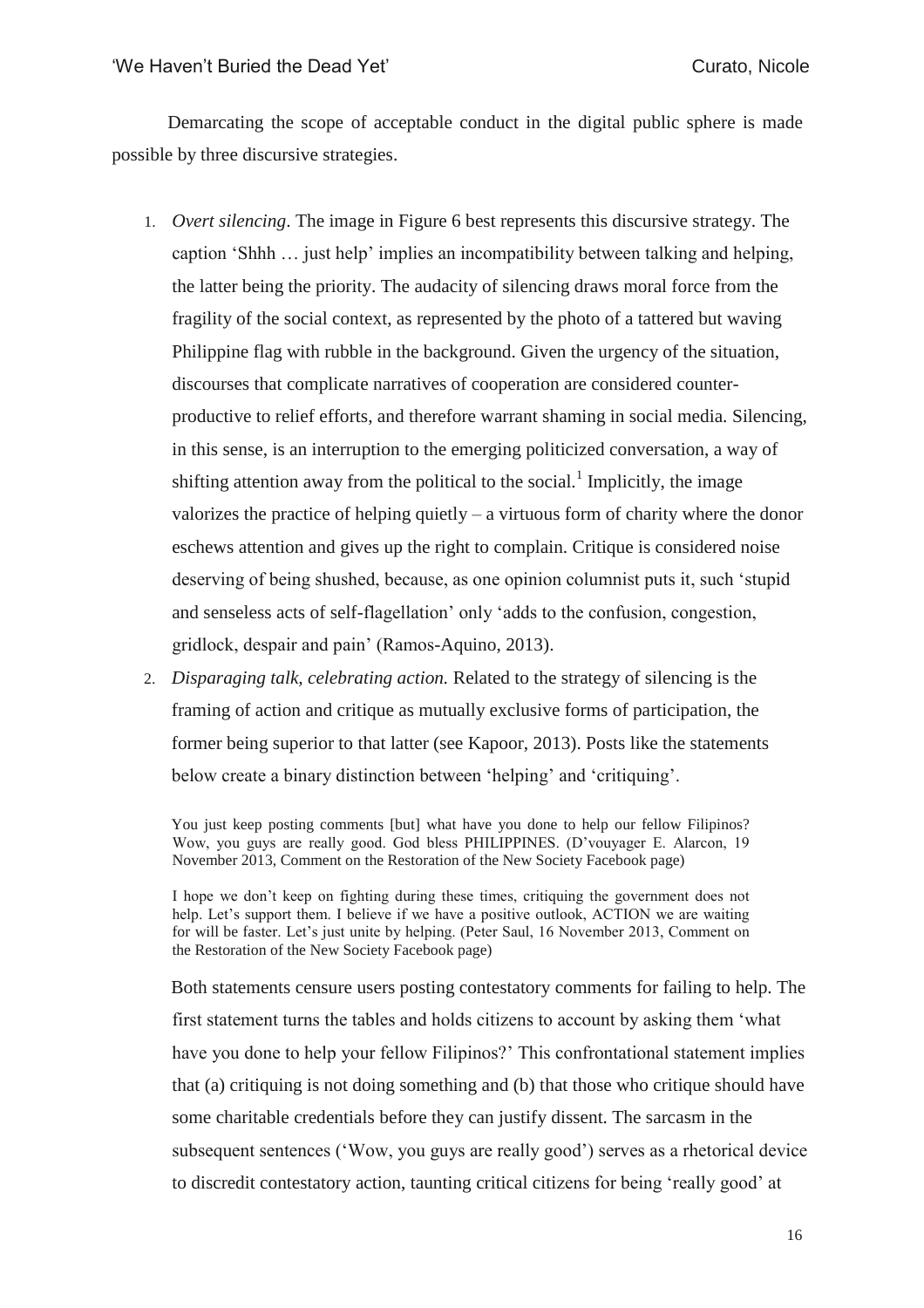Demarcating the scope of acceptable conduct in the digital public sphere is made possible by three discursive strategies.

1. *Overt silencing*. The image in Figure 6 best represents this discursive strategy. The caption 'Shhh … just help' implies an incompatibility between talking and helping, the latter being the priority. The audacity of silencing draws moral force from the fragility of the social context, as represented by the photo of a tattered but waving Philippine flag with rubble in the background. Given the urgency of the situation, discourses that complicate narratives of cooperation are considered counter-productive to relief efforts, and therefore warrant shaming in social media. Silencing, in this sense, is an interruption to the emerging politicized conversation, a way of shifting attention away from the political to the social.[1] Implicitly, the image valorizes the practice of helping quietly – a virtuous form of charity where the donor eschews attention and gives up the right to complain. Critique is considered noise deserving of being shushed, because, as one opinion columnist puts it, such 'stupid and senseless acts of self-flagellation' only 'adds to the confusion, congestion, gridlock, despair and pain' (Ramos-Aquino, 2013).

2. *Disparaging talk, celebrating action.* Related to the strategy of silencing is the framing of action and critique as mutually exclusive forms of participation, the former being superior to that latter (see Kapoor, 2013). Posts like the statements below create a binary distinction between 'helping' and 'critiquing'.

   > You just keep posting comments [but] what have you done to help our fellow Filipinos? Wow, you guys are really good. God bless PHILIPPINES. (D'vouyager E. Alarcon, 19 November 2013, Comment on the Restoration of the New Society Facebook page)

   > I hope we don't keep on fighting during these times, critiquing the government does not help. Let's support them. I believe if we have a positive outlook, ACTION we are waiting for will be faster. Let's just unite by helping. (Peter Saul, 16 November 2013, Comment on the Restoration of the New Society Facebook page)

   Both statements censure users posting contestatory comments for failing to help. The first statement turns the tables and holds citizens to account by asking them 'what have you done to help your fellow Filipinos?' This confrontational statement implies that (a) critiquing is not doing something and (b) that those who critique should have some charitable credentials before they can justify dissent. The sarcasm in the subsequent sentences ('Wow, you guys are really good') serves as a rhetorical device to discredit contestatory action, taunting critical citizens for being 'really good' at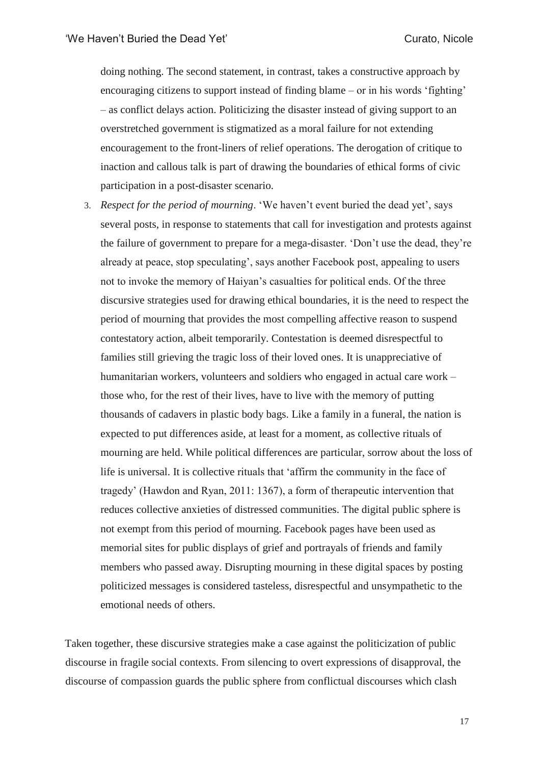doing nothing. The second statement, in contrast, takes a constructive approach by encouraging citizens to support instead of finding blame – or in his words 'fighting' – as conflict delays action. Politicizing the disaster instead of giving support to an overstretched government is stigmatized as a moral failure for not extending encouragement to the front-liners of relief operations. The derogation of critique to inaction and callous talk is part of drawing the boundaries of ethical forms of civic participation in a post-disaster scenario.

3. *Respect for the period of mourning*. 'We haven't event buried the dead yet', says several posts, in response to statements that call for investigation and protests against the failure of government to prepare for a mega-disaster. 'Don't use the dead, they're already at peace, stop speculating', says another Facebook post, appealing to users not to invoke the memory of Haiyan's casualties for political ends. Of the three discursive strategies used for drawing ethical boundaries, it is the need to respect the period of mourning that provides the most compelling affective reason to suspend contestatory action, albeit temporarily. Contestation is deemed disrespectful to families still grieving the tragic loss of their loved ones. It is unappreciative of humanitarian workers, volunteers and soldiers who engaged in actual care work – those who, for the rest of their lives, have to live with the memory of putting thousands of cadavers in plastic body bags. Like a family in a funeral, the nation is expected to put differences aside, at least for a moment, as collective rituals of mourning are held. While political differences are particular, sorrow about the loss of life is universal. It is collective rituals that 'affirm the community in the face of tragedy' (Hawdon and Ryan, 2011: 1367), a form of therapeutic intervention that reduces collective anxieties of distressed communities. The digital public sphere is not exempt from this period of mourning. Facebook pages have been used as memorial sites for public displays of grief and portrayals of friends and family members who passed away. Disrupting mourning in these digital spaces by posting politicized messages is considered tasteless, disrespectful and unsympathetic to the emotional needs of others.

Taken together, these discursive strategies make a case against the politicization of public discourse in fragile social contexts. From silencing to overt expressions of disapproval, the discourse of compassion guards the public sphere from conflictual discourses which clash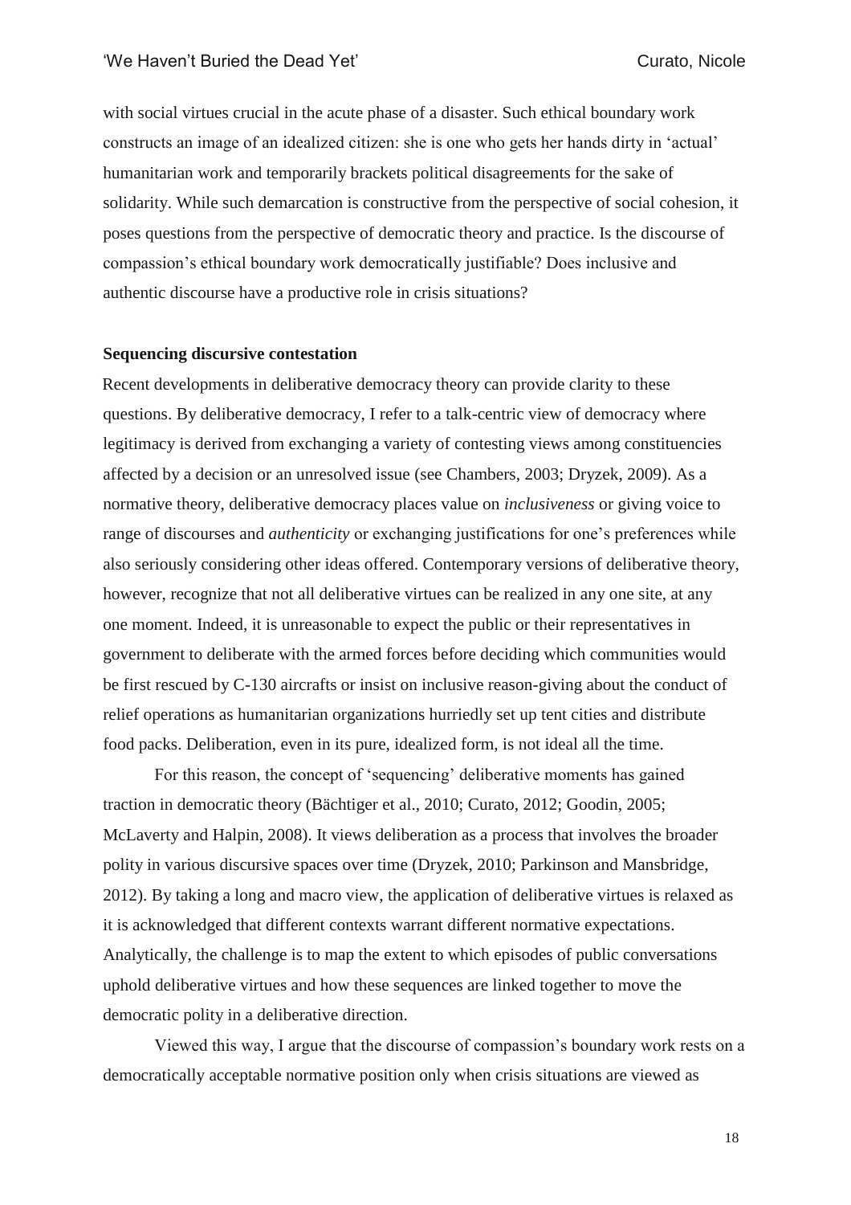with social virtues crucial in the acute phase of a disaster. Such ethical boundary work constructs an image of an idealized citizen: she is one who gets her hands dirty in 'actual' humanitarian work and temporarily brackets political disagreements for the sake of solidarity. While such demarcation is constructive from the perspective of social cohesion, it poses questions from the perspective of democratic theory and practice. Is the discourse of compassion's ethical boundary work democratically justifiable? Does inclusive and authentic discourse have a productive role in crisis situations?

**Sequencing discursive contestation**

Recent developments in deliberative democracy theory can provide clarity to these questions. By deliberative democracy, I refer to a talk-centric view of democracy where legitimacy is derived from exchanging a variety of contesting views among constituencies affected by a decision or an unresolved issue (see Chambers, 2003; Dryzek, 2009). As a normative theory, deliberative democracy places value on *inclusiveness* or giving voice to range of discourses and *authenticity* or exchanging justifications for one's preferences while also seriously considering other ideas offered. Contemporary versions of deliberative theory, however, recognize that not all deliberative virtues can be realized in any one site, at any one moment. Indeed, it is unreasonable to expect the public or their representatives in government to deliberate with the armed forces before deciding which communities would be first rescued by C-130 aircrafts or insist on inclusive reason-giving about the conduct of relief operations as humanitarian organizations hurriedly set up tent cities and distribute food packs. Deliberation, even in its pure, idealized form, is not ideal all the time.

For this reason, the concept of 'sequencing' deliberative moments has gained traction in democratic theory (Bächtiger et al., 2010; Curato, 2012; Goodin, 2005; McLaverty and Halpin, 2008). It views deliberation as a process that involves the broader polity in various discursive spaces over time (Dryzek, 2010; Parkinson and Mansbridge, 2012). By taking a long and macro view, the application of deliberative virtues is relaxed as it is acknowledged that different contexts warrant different normative expectations. Analytically, the challenge is to map the extent to which episodes of public conversations uphold deliberative virtues and how these sequences are linked together to move the democratic polity in a deliberative direction.

Viewed this way, I argue that the discourse of compassion's boundary work rests on a democratically acceptable normative position only when crisis situations are viewed as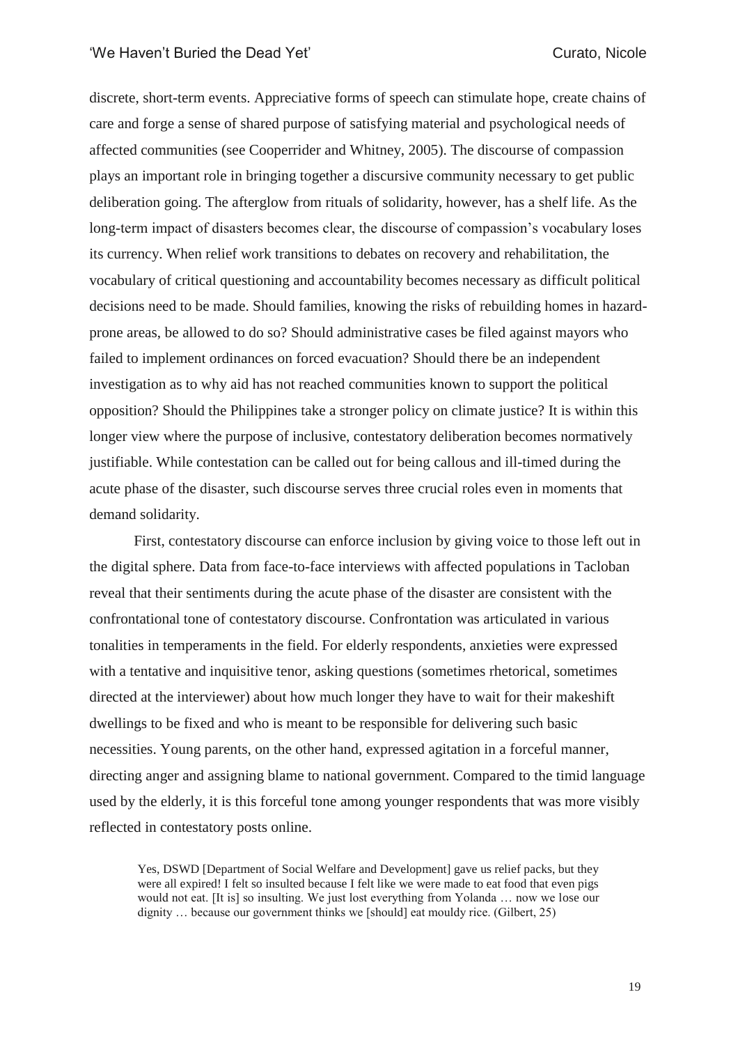discrete, short-term events. Appreciative forms of speech can stimulate hope, create chains of care and forge a sense of shared purpose of satisfying material and psychological needs of affected communities (see Cooperrider and Whitney, 2005). The discourse of compassion plays an important role in bringing together a discursive community necessary to get public deliberation going. The afterglow from rituals of solidarity, however, has a shelf life. As the long-term impact of disasters becomes clear, the discourse of compassion's vocabulary loses its currency. When relief work transitions to debates on recovery and rehabilitation, the vocabulary of critical questioning and accountability becomes necessary as difficult political decisions need to be made. Should families, knowing the risks of rebuilding homes in hazard-prone areas, be allowed to do so? Should administrative cases be filed against mayors who failed to implement ordinances on forced evacuation? Should there be an independent investigation as to why aid has not reached communities known to support the political opposition? Should the Philippines take a stronger policy on climate justice? It is within this longer view where the purpose of inclusive, contestatory deliberation becomes normatively justifiable. While contestation can be called out for being callous and ill-timed during the acute phase of the disaster, such discourse serves three crucial roles even in moments that demand solidarity.

First, contestatory discourse can enforce inclusion by giving voice to those left out in the digital sphere. Data from face-to-face interviews with affected populations in Tacloban reveal that their sentiments during the acute phase of the disaster are consistent with the confrontational tone of contestatory discourse. Confrontation was articulated in various tonalities in temperaments in the field. For elderly respondents, anxieties were expressed with a tentative and inquisitive tenor, asking questions (sometimes rhetorical, sometimes directed at the interviewer) about how much longer they have to wait for their makeshift dwellings to be fixed and who is meant to be responsible for delivering such basic necessities. Young parents, on the other hand, expressed agitation in a forceful manner, directing anger and assigning blame to national government. Compared to the timid language used by the elderly, it is this forceful tone among younger respondents that was more visibly reflected in contestatory posts online.

> Yes, DSWD [Department of Social Welfare and Development] gave us relief packs, but they were all expired! I felt so insulted because I felt like we were made to eat food that even pigs would not eat. [It is] so insulting. We just lost everything from Yolanda … now we lose our dignity … because our government thinks we [should] eat mouldy rice. (Gilbert, 25)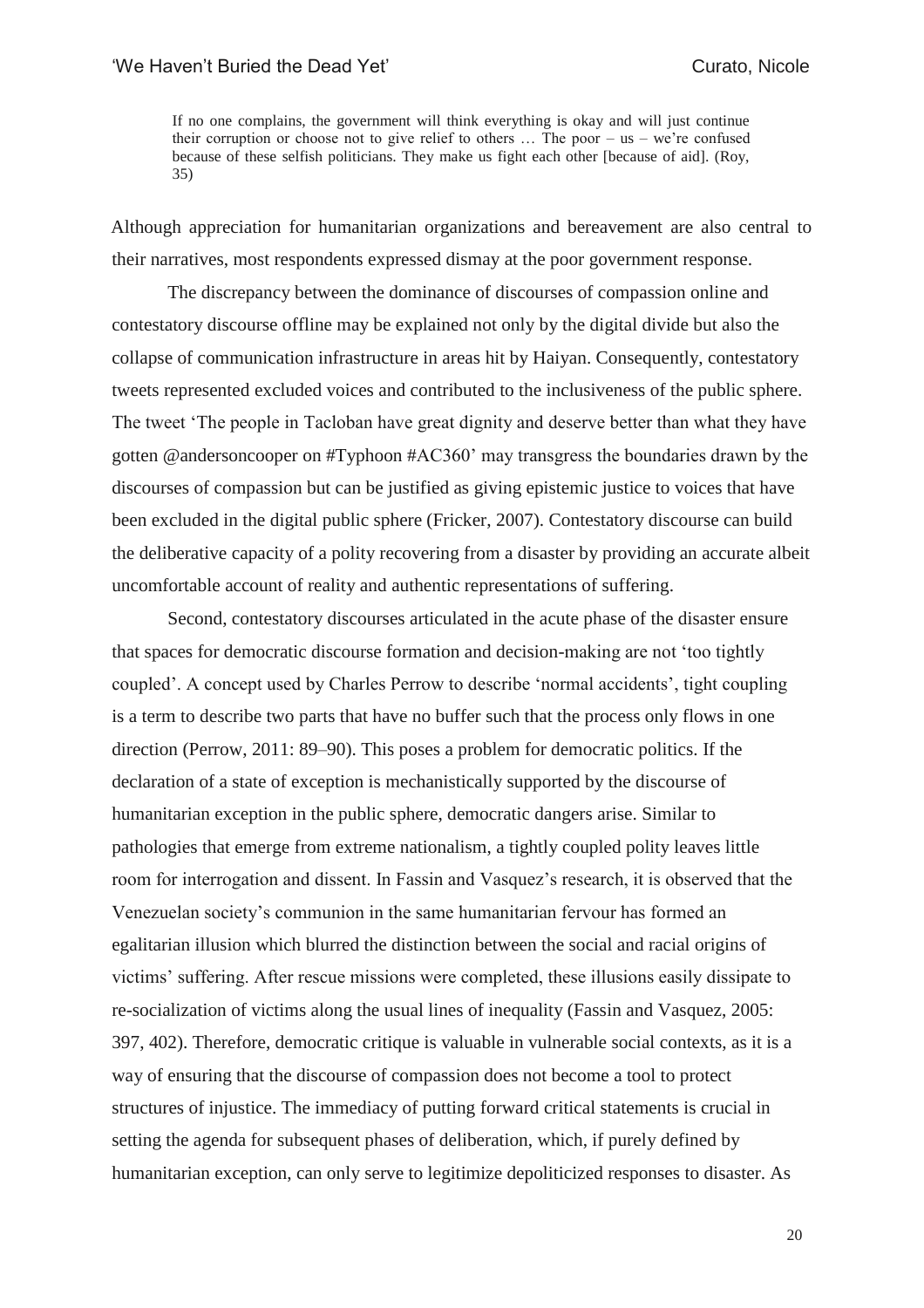> If no one complains, the government will think everything is okay and will just continue their corruption or choose not to give relief to others … The poor – us – we're confused because of these selfish politicians. They make us fight each other [because of aid]. (Roy, 35)

Although appreciation for humanitarian organizations and bereavement are also central to their narratives, most respondents expressed dismay at the poor government response.

The discrepancy between the dominance of discourses of compassion online and contestatory discourse offline may be explained not only by the digital divide but also the collapse of communication infrastructure in areas hit by Haiyan. Consequently, contestatory tweets represented excluded voices and contributed to the inclusiveness of the public sphere. The tweet 'The people in Tacloban have great dignity and deserve better than what they have gotten @andersoncooper on #Typhoon #AC360' may transgress the boundaries drawn by the discourses of compassion but can be justified as giving epistemic justice to voices that have been excluded in the digital public sphere (Fricker, 2007). Contestatory discourse can build the deliberative capacity of a polity recovering from a disaster by providing an accurate albeit uncomfortable account of reality and authentic representations of suffering.

Second, contestatory discourses articulated in the acute phase of the disaster ensure that spaces for democratic discourse formation and decision-making are not 'too tightly coupled'. A concept used by Charles Perrow to describe 'normal accidents', tight coupling is a term to describe two parts that have no buffer such that the process only flows in one direction (Perrow, 2011: 89–90). This poses a problem for democratic politics. If the declaration of a state of exception is mechanistically supported by the discourse of humanitarian exception in the public sphere, democratic dangers arise. Similar to pathologies that emerge from extreme nationalism, a tightly coupled polity leaves little room for interrogation and dissent. In Fassin and Vasquez's research, it is observed that the Venezuelan society's communion in the same humanitarian fervour has formed an egalitarian illusion which blurred the distinction between the social and racial origins of victims' suffering. After rescue missions were completed, these illusions easily dissipate to re-socialization of victims along the usual lines of inequality (Fassin and Vasquez, 2005: 397, 402). Therefore, democratic critique is valuable in vulnerable social contexts, as it is a way of ensuring that the discourse of compassion does not become a tool to protect structures of injustice. The immediacy of putting forward critical statements is crucial in setting the agenda for subsequent phases of deliberation, which, if purely defined by humanitarian exception, can only serve to legitimize depoliticized responses to disaster. As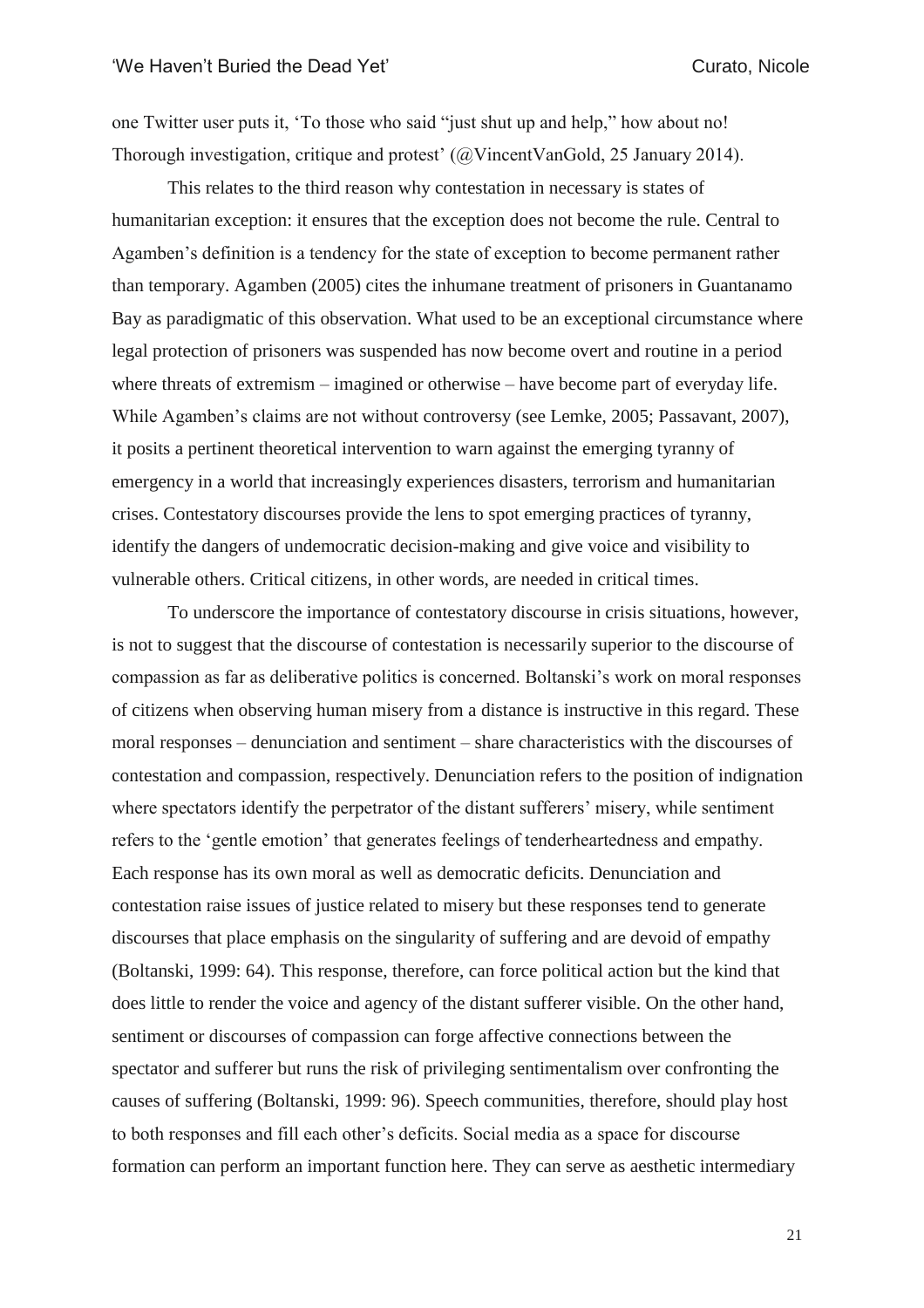one Twitter user puts it, 'To those who said "just shut up and help," how about no! Thorough investigation, critique and protest' (@VincentVanGold, 25 January 2014).

This relates to the third reason why contestation in necessary is states of humanitarian exception: it ensures that the exception does not become the rule. Central to Agamben's definition is a tendency for the state of exception to become permanent rather than temporary. Agamben (2005) cites the inhumane treatment of prisoners in Guantanamo Bay as paradigmatic of this observation. What used to be an exceptional circumstance where legal protection of prisoners was suspended has now become overt and routine in a period where threats of extremism – imagined or otherwise – have become part of everyday life. While Agamben's claims are not without controversy (see Lemke, 2005; Passavant, 2007), it posits a pertinent theoretical intervention to warn against the emerging tyranny of emergency in a world that increasingly experiences disasters, terrorism and humanitarian crises. Contestatory discourses provide the lens to spot emerging practices of tyranny, identify the dangers of undemocratic decision-making and give voice and visibility to vulnerable others. Critical citizens, in other words, are needed in critical times.

To underscore the importance of contestatory discourse in crisis situations, however, is not to suggest that the discourse of contestation is necessarily superior to the discourse of compassion as far as deliberative politics is concerned. Boltanski's work on moral responses of citizens when observing human misery from a distance is instructive in this regard. These moral responses – denunciation and sentiment – share characteristics with the discourses of contestation and compassion, respectively. Denunciation refers to the position of indignation where spectators identify the perpetrator of the distant sufferers' misery, while sentiment refers to the 'gentle emotion' that generates feelings of tenderheartedness and empathy. Each response has its own moral as well as democratic deficits. Denunciation and contestation raise issues of justice related to misery but these responses tend to generate discourses that place emphasis on the singularity of suffering and are devoid of empathy (Boltanski, 1999: 64). This response, therefore, can force political action but the kind that does little to render the voice and agency of the distant sufferer visible. On the other hand, sentiment or discourses of compassion can forge affective connections between the spectator and sufferer but runs the risk of privileging sentimentalism over confronting the causes of suffering (Boltanski, 1999: 96). Speech communities, therefore, should play host to both responses and fill each other's deficits. Social media as a space for discourse formation can perform an important function here. They can serve as aesthetic intermediary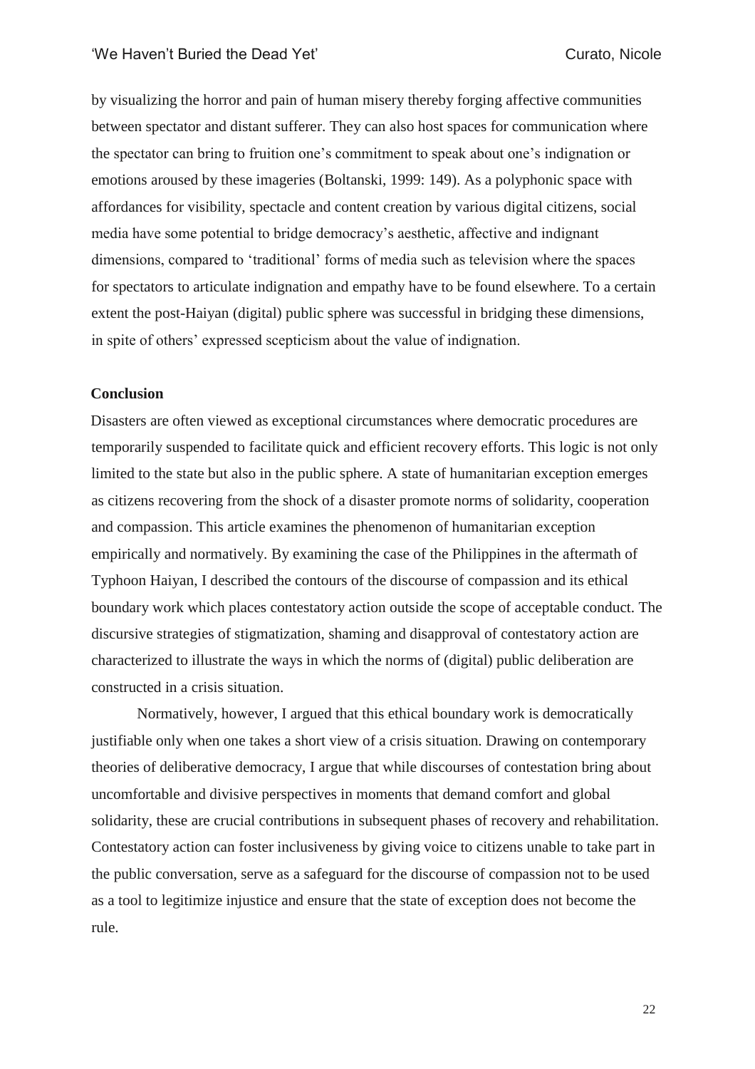by visualizing the horror and pain of human misery thereby forging affective communities between spectator and distant sufferer. They can also host spaces for communication where the spectator can bring to fruition one's commitment to speak about one's indignation or emotions aroused by these imageries (Boltanski, 1999: 149). As a polyphonic space with affordances for visibility, spectacle and content creation by various digital citizens, social media have some potential to bridge democracy's aesthetic, affective and indignant dimensions, compared to 'traditional' forms of media such as television where the spaces for spectators to articulate indignation and empathy have to be found elsewhere. To a certain extent the post-Haiyan (digital) public sphere was successful in bridging these dimensions, in spite of others' expressed scepticism about the value of indignation.

## Conclusion

Disasters are often viewed as exceptional circumstances where democratic procedures are temporarily suspended to facilitate quick and efficient recovery efforts. This logic is not only limited to the state but also in the public sphere. A state of humanitarian exception emerges as citizens recovering from the shock of a disaster promote norms of solidarity, cooperation and compassion. This article examines the phenomenon of humanitarian exception empirically and normatively. By examining the case of the Philippines in the aftermath of Typhoon Haiyan, I described the contours of the discourse of compassion and its ethical boundary work which places contestatory action outside the scope of acceptable conduct. The discursive strategies of stigmatization, shaming and disapproval of contestatory action are characterized to illustrate the ways in which the norms of (digital) public deliberation are constructed in a crisis situation.

Normatively, however, I argued that this ethical boundary work is democratically justifiable only when one takes a short view of a crisis situation. Drawing on contemporary theories of deliberative democracy, I argue that while discourses of contestation bring about uncomfortable and divisive perspectives in moments that demand comfort and global solidarity, these are crucial contributions in subsequent phases of recovery and rehabilitation. Contestatory action can foster inclusiveness by giving voice to citizens unable to take part in the public conversation, serve as a safeguard for the discourse of compassion not to be used as a tool to legitimize injustice and ensure that the state of exception does not become the rule.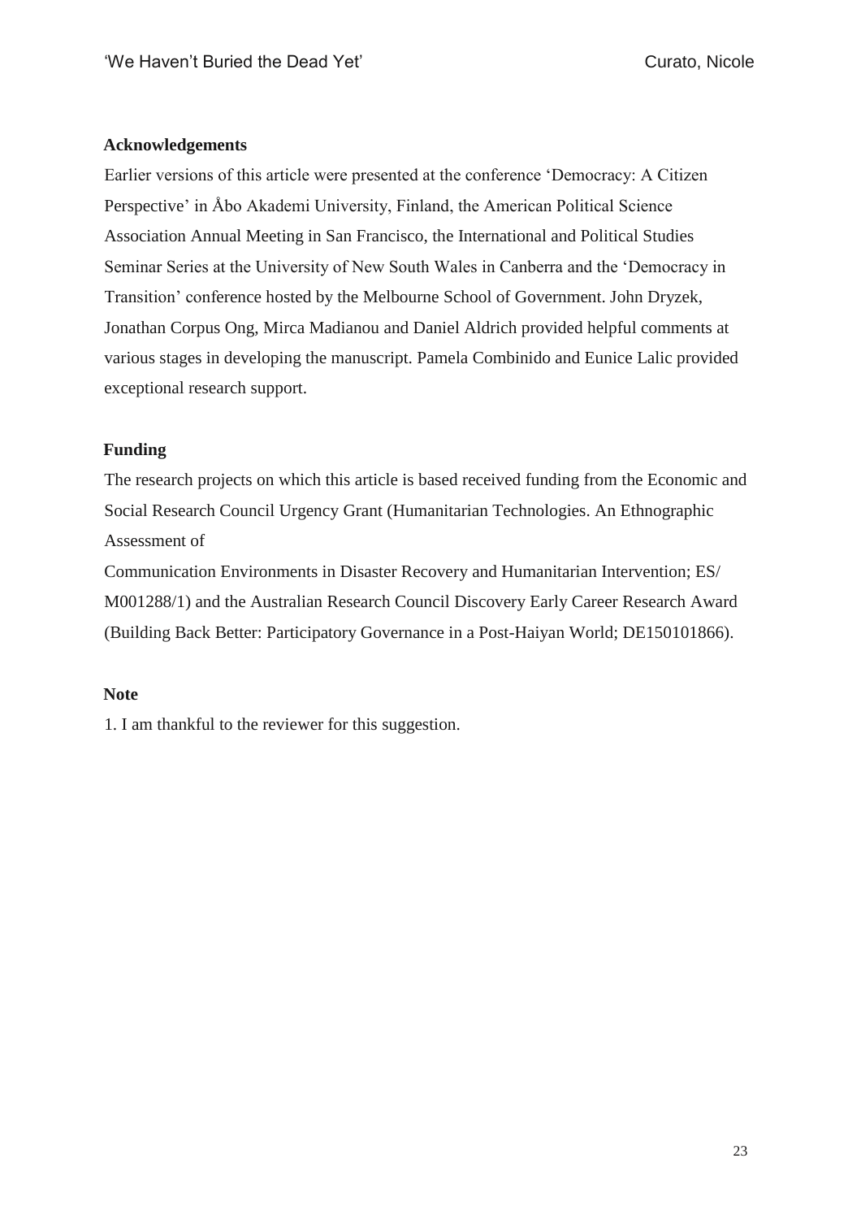**Acknowledgements**

Earlier versions of this article were presented at the conference 'Democracy: A Citizen Perspective' in Åbo Akademi University, Finland, the American Political Science Association Annual Meeting in San Francisco, the International and Political Studies Seminar Series at the University of New South Wales in Canberra and the 'Democracy in Transition' conference hosted by the Melbourne School of Government. John Dryzek, Jonathan Corpus Ong, Mirca Madianou and Daniel Aldrich provided helpful comments at various stages in developing the manuscript. Pamela Combinido and Eunice Lalic provided exceptional research support.

**Funding**

The research projects on which this article is based received funding from the Economic and Social Research Council Urgency Grant (Humanitarian Technologies. An Ethnographic Assessment of

Communication Environments in Disaster Recovery and Humanitarian Intervention; ES/ M001288/1) and the Australian Research Council Discovery Early Career Research Award (Building Back Better: Participatory Governance in a Post-Haiyan World; DE150101866).

**Note**

1. I am thankful to the reviewer for this suggestion.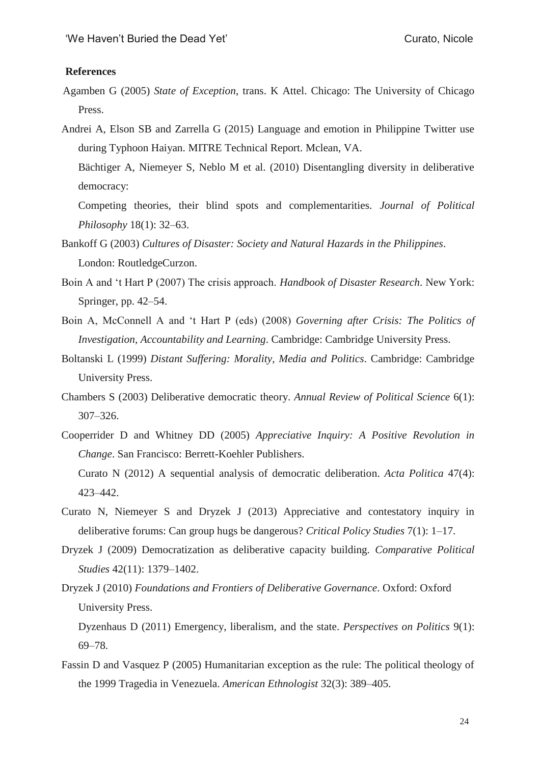**References**

Agamben G (2005) *State of Exception*, trans. K Attel. Chicago: The University of Chicago Press.

Andrei A, Elson SB and Zarrella G (2015) Language and emotion in Philippine Twitter use during Typhoon Haiyan. MITRE Technical Report. Mclean, VA.

Bächtiger A, Niemeyer S, Neblo M et al. (2010) Disentangling diversity in deliberative democracy: Competing theories, their blind spots and complementarities. *Journal of Political Philosophy* 18(1): 32–63.

Bankoff G (2003) *Cultures of Disaster: Society and Natural Hazards in the Philippines*. London: RoutledgeCurzon.

Boin A and 't Hart P (2007) The crisis approach. *Handbook of Disaster Research*. New York: Springer, pp. 42–54.

Boin A, McConnell A and 't Hart P (eds) (2008) *Governing after Crisis: The Politics of Investigation, Accountability and Learning*. Cambridge: Cambridge University Press.

Boltanski L (1999) *Distant Suffering: Morality, Media and Politics*. Cambridge: Cambridge University Press.

Chambers S (2003) Deliberative democratic theory. *Annual Review of Political Science* 6(1): 307–326.

Cooperrider D and Whitney DD (2005) *Appreciative Inquiry: A Positive Revolution in Change*. San Francisco: Berrett-Koehler Publishers.

Curato N (2012) A sequential analysis of democratic deliberation. *Acta Politica* 47(4): 423–442.

Curato N, Niemeyer S and Dryzek J (2013) Appreciative and contestatory inquiry in deliberative forums: Can group hugs be dangerous? *Critical Policy Studies* 7(1): 1–17.

Dryzek J (2009) Democratization as deliberative capacity building. *Comparative Political Studies* 42(11): 1379–1402.

Dryzek J (2010) *Foundations and Frontiers of Deliberative Governance*. Oxford: Oxford University Press.

Dyzenhaus D (2011) Emergency, liberalism, and the state. *Perspectives on Politics* 9(1): 69–78.

Fassin D and Vasquez P (2005) Humanitarian exception as the rule: The political theology of the 1999 Tragedia in Venezuela. *American Ethnologist* 32(3): 389–405.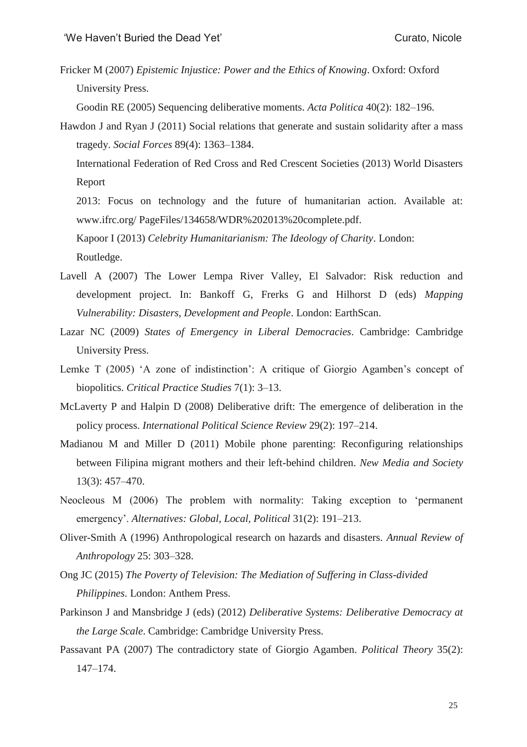Fricker M (2007) *Epistemic Injustice: Power and the Ethics of Knowing*. Oxford: Oxford University Press.

Goodin RE (2005) Sequencing deliberative moments. *Acta Politica* 40(2): 182–196.

Hawdon J and Ryan J (2011) Social relations that generate and sustain solidarity after a mass tragedy. *Social Forces* 89(4): 1363–1384.

International Federation of Red Cross and Red Crescent Societies (2013) World Disasters Report

2013: Focus on technology and the future of humanitarian action. Available at: www.ifrc.org/ PageFiles/134658/WDR%202013%20complete.pdf.

Kapoor I (2013) *Celebrity Humanitarianism: The Ideology of Charity*. London: Routledge.

Lavell A (2007) The Lower Lempa River Valley, El Salvador: Risk reduction and development project. In: Bankoff G, Frerks G and Hilhorst D (eds) *Mapping Vulnerability: Disasters, Development and People*. London: EarthScan.

Lazar NC (2009) *States of Emergency in Liberal Democracies*. Cambridge: Cambridge University Press.

Lemke T (2005) 'A zone of indistinction': A critique of Giorgio Agamben's concept of biopolitics. *Critical Practice Studies* 7(1): 3–13.

McLaverty P and Halpin D (2008) Deliberative drift: The emergence of deliberation in the policy process. *International Political Science Review* 29(2): 197–214.

Madianou M and Miller D (2011) Mobile phone parenting: Reconfiguring relationships between Filipina migrant mothers and their left-behind children. *New Media and Society* 13(3): 457–470.

Neocleous M (2006) The problem with normality: Taking exception to 'permanent emergency'. *Alternatives: Global, Local, Political* 31(2): 191–213.

Oliver-Smith A (1996) Anthropological research on hazards and disasters. *Annual Review of Anthropology* 25: 303–328.

Ong JC (2015) *The Poverty of Television: The Mediation of Suffering in Class-divided Philippines*. London: Anthem Press.

Parkinson J and Mansbridge J (eds) (2012) *Deliberative Systems: Deliberative Democracy at the Large Scale*. Cambridge: Cambridge University Press.

Passavant PA (2007) The contradictory state of Giorgio Agamben. *Political Theory* 35(2): 147–174.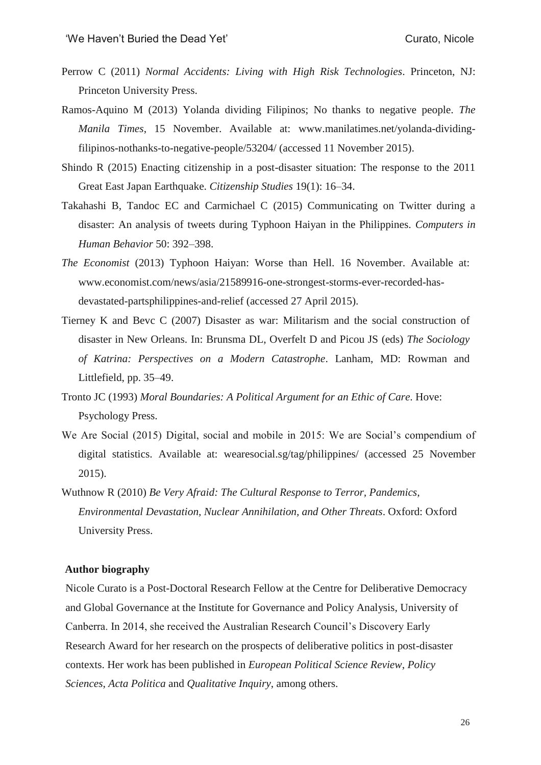Perrow C (2011) *Normal Accidents: Living with High Risk Technologies*. Princeton, NJ: Princeton University Press.

Ramos-Aquino M (2013) Yolanda dividing Filipinos; No thanks to negative people. *The Manila Times*, 15 November. Available at: www.manilatimes.net/yolanda-dividing-filipinos-nothanks-to-negative-people/53204/ (accessed 11 November 2015).

Shindo R (2015) Enacting citizenship in a post-disaster situation: The response to the 2011 Great East Japan Earthquake. *Citizenship Studies* 19(1): 16–34.

Takahashi B, Tandoc EC and Carmichael C (2015) Communicating on Twitter during a disaster: An analysis of tweets during Typhoon Haiyan in the Philippines. *Computers in Human Behavior* 50: 392–398.

*The Economist* (2013) Typhoon Haiyan: Worse than Hell. 16 November. Available at: www.economist.com/news/asia/21589916-one-strongest-storms-ever-recorded-has-devastated-partsphilippines-and-relief (accessed 27 April 2015).

Tierney K and Bevc C (2007) Disaster as war: Militarism and the social construction of disaster in New Orleans. In: Brunsma DL, Overfelt D and Picou JS (eds) *The Sociology of Katrina: Perspectives on a Modern Catastrophe*. Lanham, MD: Rowman and Littlefield, pp. 35–49.

Tronto JC (1993) *Moral Boundaries: A Political Argument for an Ethic of Care*. Hove: Psychology Press.

We Are Social (2015) Digital, social and mobile in 2015: We are Social's compendium of digital statistics. Available at: wearesocial.sg/tag/philippines/ (accessed 25 November 2015).

Wuthnow R (2010) *Be Very Afraid: The Cultural Response to Terror, Pandemics, Environmental Devastation, Nuclear Annihilation, and Other Threats*. Oxford: Oxford University Press.

**Author biography**

Nicole Curato is a Post-Doctoral Research Fellow at the Centre for Deliberative Democracy and Global Governance at the Institute for Governance and Policy Analysis, University of Canberra. In 2014, she received the Australian Research Council's Discovery Early Research Award for her research on the prospects of deliberative politics in post-disaster contexts. Her work has been published in *European Political Science Review*, *Policy Sciences*, *Acta Politica* and *Qualitative Inquiry*, among others.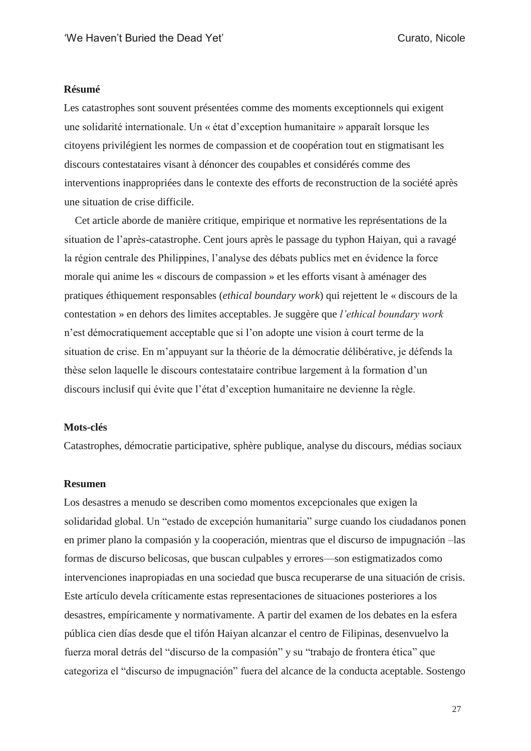**Résumé**

Les catastrophes sont souvent présentées comme des moments exceptionnels qui exigent une solidarité internationale. Un « état d'exception humanitaire » apparaît lorsque les citoyens privilégient les normes de compassion et de coopération tout en stigmatisant les discours contestataires visant à dénoncer des coupables et considérés comme des interventions inappropriées dans le contexte des efforts de reconstruction de la société après une situation de crise difficile.

Cet article aborde de manière critique, empirique et normative les représentations de la situation de l'après-catastrophe. Cent jours après le passage du typhon Haiyan, qui a ravagé la région centrale des Philippines, l'analyse des débats publics met en évidence la force morale qui anime les « discours de compassion » et les efforts visant à aménager des pratiques éthiquement responsables (*ethical boundary work*) qui rejettent le « discours de la contestation » en dehors des limites acceptables. Je suggère que *l'ethical boundary work* n'est démocratiquement acceptable que si l'on adopte une vision à court terme de la situation de crise. En m'appuyant sur la théorie de la démocratie délibérative, je défends la thèse selon laquelle le discours contestataire contribue largement à la formation d'un discours inclusif qui évite que l'état d'exception humanitaire ne devienne la règle.

**Mots-clés**

Catastrophes, démocratie participative, sphère publique, analyse du discours, médias sociaux

**Resumen**

Los desastres a menudo se describen como momentos excepcionales que exigen la solidaridad global. Un "estado de excepción humanitaria" surge cuando los ciudadanos ponen en primer plano la compasión y la cooperación, mientras que el discurso de impugnación –las formas de discurso belicosas, que buscan culpables y errores—son estigmatizados como intervenciones inapropiadas en una sociedad que busca recuperarse de una situación de crisis. Este artículo devela críticamente estas representaciones de situaciones posteriores a los desastres, empíricamente y normativamente. A partir del examen de los debates en la esfera pública cien días desde que el tifón Haiyan alcanzar el centro de Filipinas, desenvuelvo la fuerza moral detrás del "discurso de la compasión" y su "trabajo de frontera ética" que categoriza el "discurso de impugnación" fuera del alcance de la conducta aceptable. Sostengo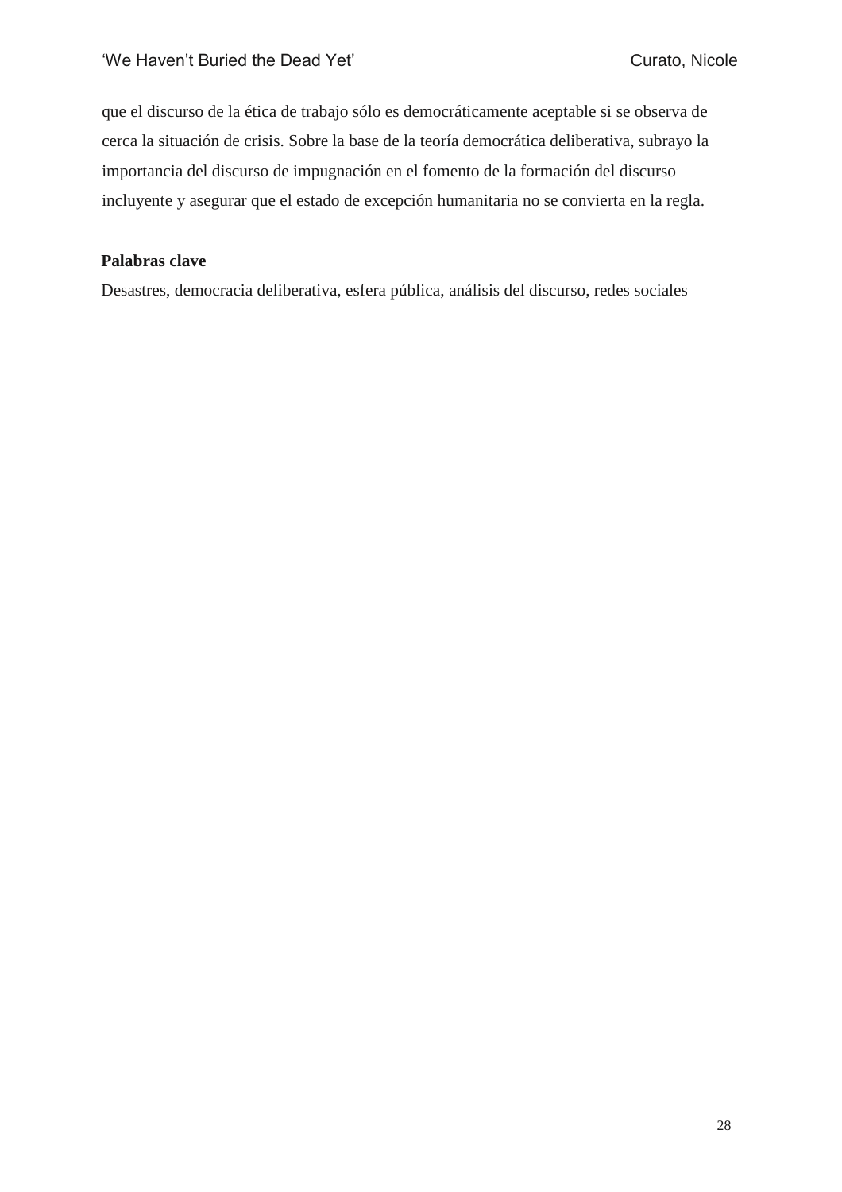que el discurso de la ética de trabajo sólo es democráticamente aceptable si se observa de cerca la situación de crisis. Sobre la base de la teoría democrática deliberativa, subrayo la importancia del discurso de impugnación en el fomento de la formación del discurso incluyente y asegurar que el estado de excepción humanitaria no se convierta en la regla.

**Palabras clave**

Desastres, democracia deliberativa, esfera pública, análisis del discurso, redes sociales